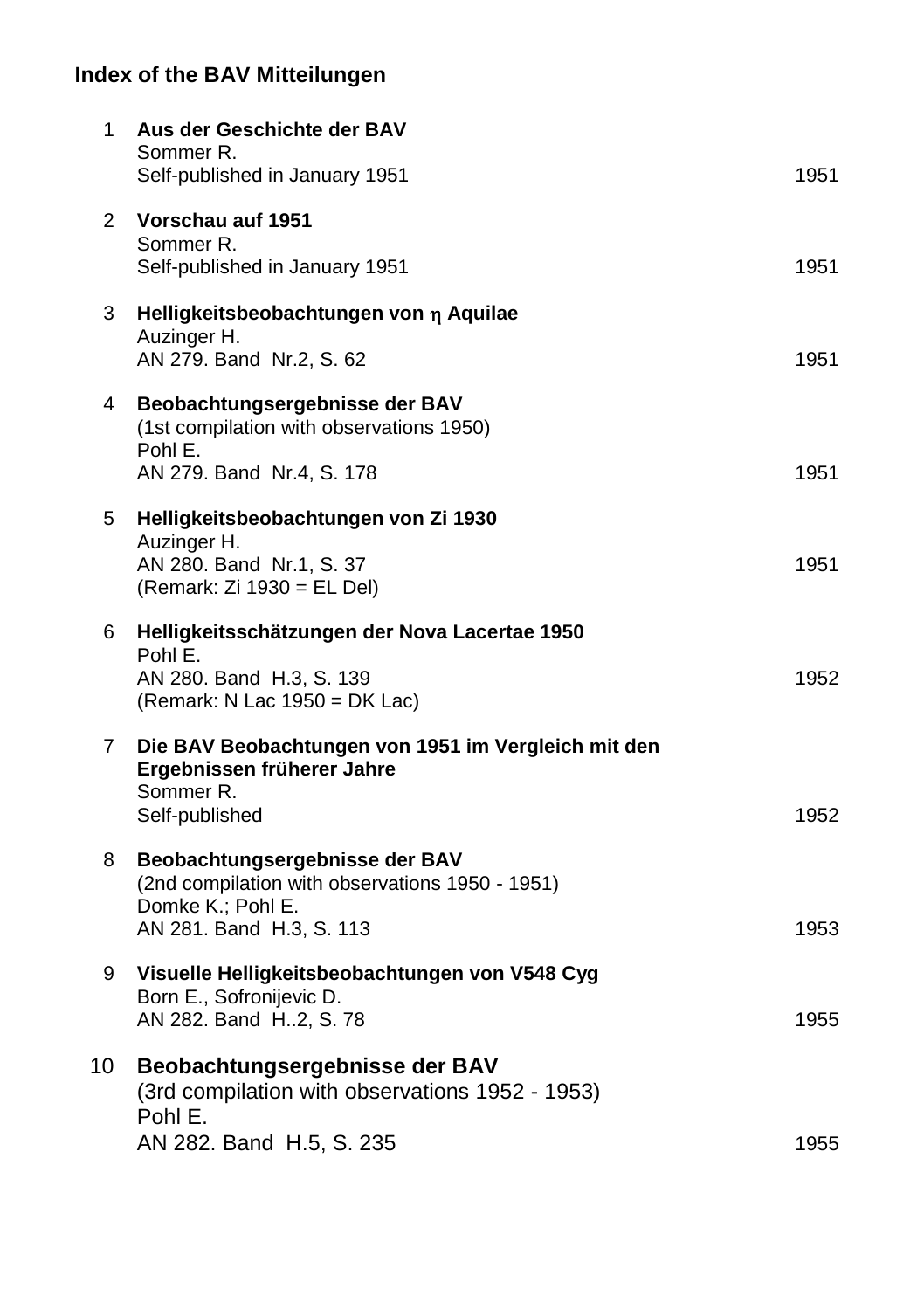## Index of the BAV Mitteilungen

1 **Aus der Geschichte der BAV**
Sommer R.
Self-published in January 1951 — 1951

2 **Vorschau auf 1951**
Sommer R.
Self-published in January 1951 — 1951

3 **Helligkeitsbeobachtungen von $\eta$ Aquilae**
Auzinger H.
AN 279. Band Nr.2, S. 62 — 1951

4 **Beobachtungsergebnisse der BAV**
(1st compilation with observations 1950)
Pohl E.
AN 279. Band Nr.4, S. 178 — 1951

5 **Helligkeitsbeobachtungen von Zi 1930**
Auzinger H.
AN 280. Band Nr.1, S. 37 — 1951
(Remark: Zi 1930 = EL Del)

6 **Helligkeitsschätzungen der Nova Lacertae 1950**
Pohl E.
AN 280. Band H.3, S. 139 — 1952
(Remark: N Lac 1950 = DK Lac)

7 **Die BAV Beobachtungen von 1951 im Vergleich mit den Ergebnissen früherer Jahre**
Sommer R.
Self-published — 1952

8 **Beobachtungsergebnisse der BAV**
(2nd compilation with observations 1950 - 1951)
Domke K.; Pohl E.
AN 281. Band H.3, S. 113 — 1953

9 **Visuelle Helligkeitsbeobachtungen von V548 Cyg**
Born E., Sofronijevic D.
AN 282. Band H..2, S. 78 — 1955

10 **Beobachtungsergebnisse der BAV**
(3rd compilation with observations 1952 - 1953)
Pohl E.
AN 282. Band H.5, S. 235 — 1955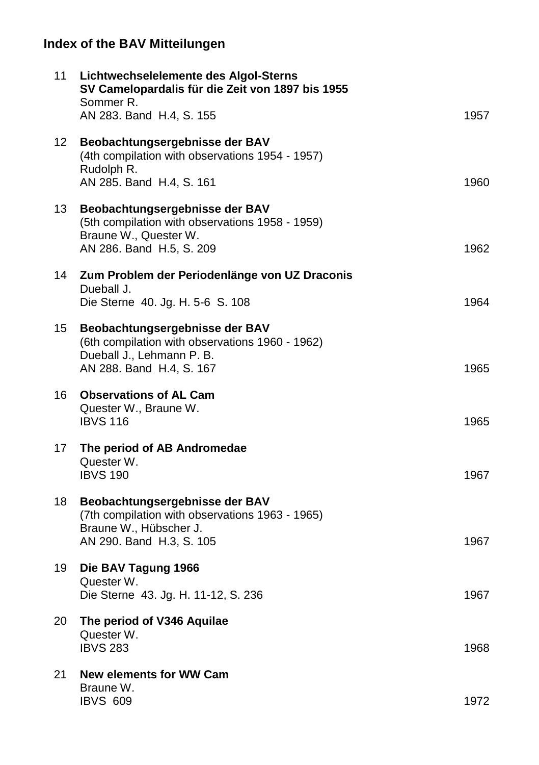## Index of the BAV Mitteilungen

| No. | Entry | Year |
|---|---|---|
| 11 | **Lichtwechselelemente des Algol-Sterns SV Camelopardalis für die Zeit von 1897 bis 1955**<br>Sommer R.<br>AN 283. Band H.4, S. 155 | 1957 |
| 12 | **Beobachtungsergebnisse der BAV**<br>(4th compilation with observations 1954 - 1957)<br>Rudolph R.<br>AN 285. Band H.4, S. 161 | 1960 |
| 13 | **Beobachtungsergebnisse der BAV**<br>(5th compilation with observations 1958 - 1959)<br>Braune W., Quester W.<br>AN 286. Band H.5, S. 209 | 1962 |
| 14 | **Zum Problem der Periodenlänge von UZ Draconis**<br>Dueball J.<br>Die Sterne 40. Jg. H. 5-6 S. 108 | 1964 |
| 15 | **Beobachtungsergebnisse der BAV**<br>(6th compilation with observations 1960 - 1962)<br>Dueball J., Lehmann P. B.<br>AN 288. Band H.4, S. 167 | 1965 |
| 16 | **Observations of AL Cam**<br>Quester W., Braune W.<br>IBVS 116 | 1965 |
| 17 | **The period of AB Andromedae**<br>Quester W.<br>IBVS 190 | 1967 |
| 18 | **Beobachtungsergebnisse der BAV**<br>(7th compilation with observations 1963 - 1965)<br>Braune W., Hübscher J.<br>AN 290. Band H.3, S. 105 | 1967 |
| 19 | **Die BAV Tagung 1966**<br>Quester W.<br>Die Sterne 43. Jg. H. 11-12, S. 236 | 1967 |
| 20 | **The period of V346 Aquilae**<br>Quester W.<br>IBVS 283 | 1968 |
| 21 | **New elements for WW Cam**<br>Braune W.<br>IBVS 609 | 1972 |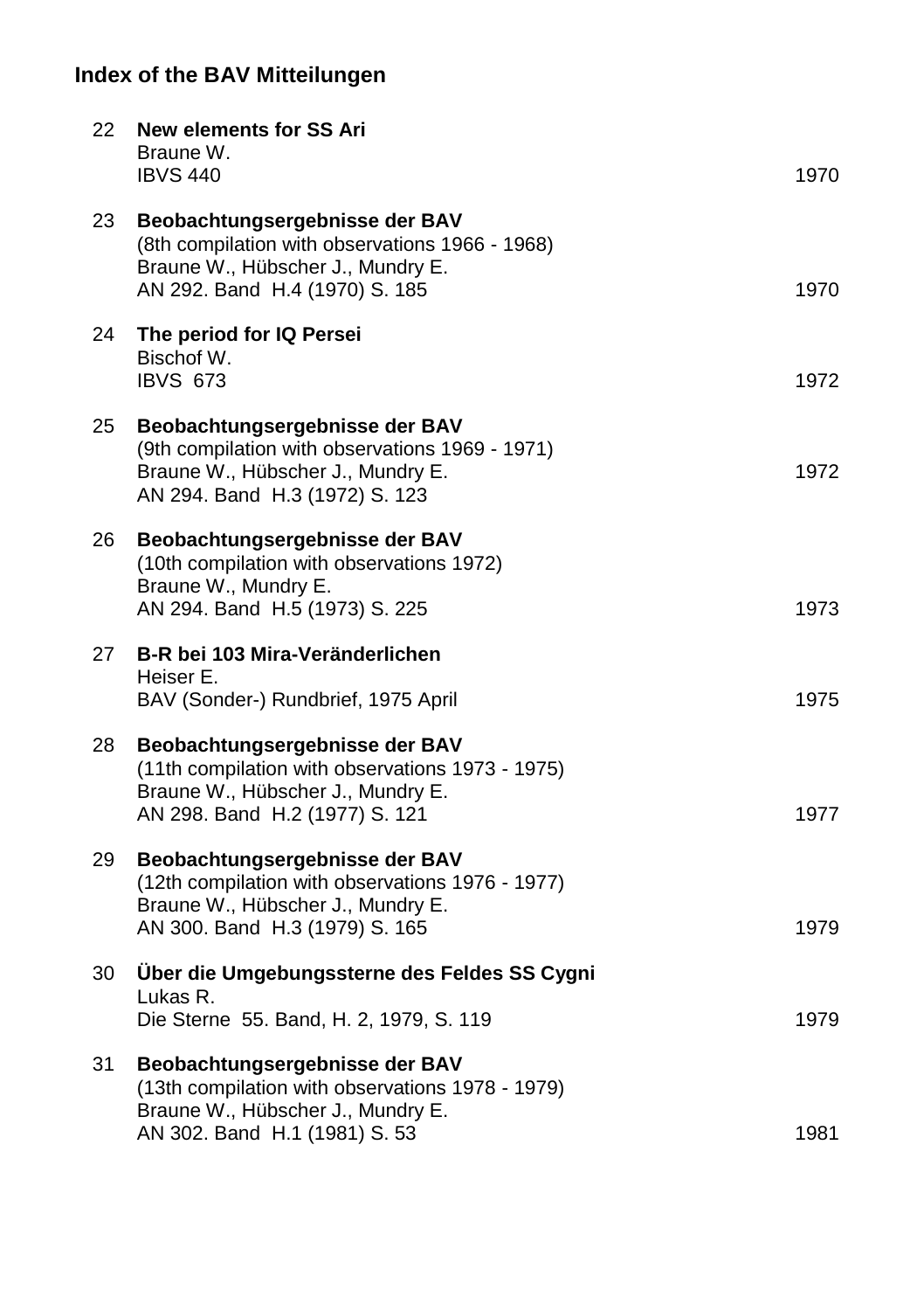## Index of the BAV Mitteilungen

22 **New elements for SS Ari**
Braune W.
IBVS 440 — 1970

23 **Beobachtungsergebnisse der BAV**
(8th compilation with observations 1966 - 1968)
Braune W., Hübscher J., Mundry E.
AN 292. Band H.4 (1970) S. 185 — 1970

24 **The period for IQ Persei**
Bischof W.
IBVS 673 — 1972

25 **Beobachtungsergebnisse der BAV**
(9th compilation with observations 1969 - 1971)
Braune W., Hübscher J., Mundry E. — 1972
AN 294. Band H.3 (1972) S. 123

26 **Beobachtungsergebnisse der BAV**
(10th compilation with observations 1972)
Braune W., Mundry E.
AN 294. Band H.5 (1973) S. 225 — 1973

27 **B-R bei 103 Mira-Veränderlichen**
Heiser E.
BAV (Sonder-) Rundbrief, 1975 April — 1975

28 **Beobachtungsergebnisse der BAV**
(11th compilation with observations 1973 - 1975)
Braune W., Hübscher J., Mundry E.
AN 298. Band H.2 (1977) S. 121 — 1977

29 **Beobachtungsergebnisse der BAV**
(12th compilation with observations 1976 - 1977)
Braune W., Hübscher J., Mundry E.
AN 300. Band H.3 (1979) S. 165 — 1979

30 **Über die Umgebungssterne des Feldes SS Cygni**
Lukas R.
Die Sterne 55. Band, H. 2, 1979, S. 119 — 1979

31 **Beobachtungsergebnisse der BAV**
(13th compilation with observations 1978 - 1979)
Braune W., Hübscher J., Mundry E.
AN 302. Band H.1 (1981) S. 53 — 1981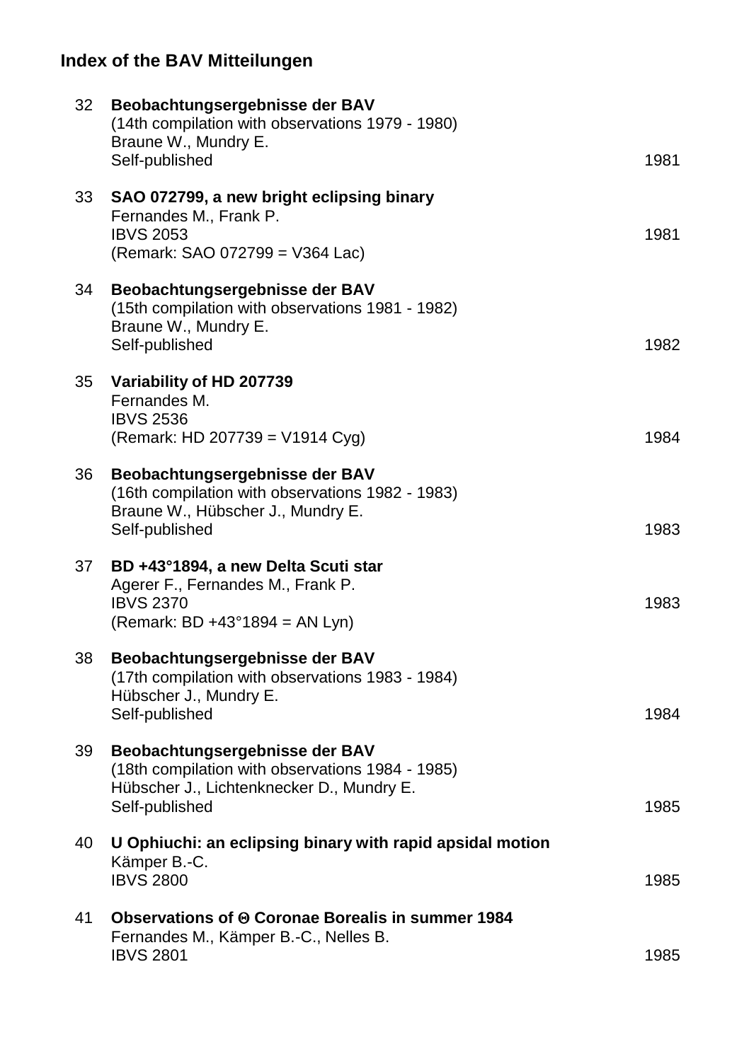## Index of the BAV Mitteilungen

| No. | Entry | Year |
|---|---|---|
| 32 | **Beobachtungsergebnisse der BAV**<br>(14th compilation with observations 1979 - 1980)<br>Braune W., Mundry E.<br>Self-published | 1981 |
| 33 | **SAO 072799, a new bright eclipsing binary**<br>Fernandes M., Frank P.<br>IBVS 2053<br>(Remark: SAO 072799 = V364 Lac) | 1981 |
| 34 | **Beobachtungsergebnisse der BAV**<br>(15th compilation with observations 1981 - 1982)<br>Braune W., Mundry E.<br>Self-published | 1982 |
| 35 | **Variability of HD 207739**<br>Fernandes M.<br>IBVS 2536<br>(Remark: HD 207739 = V1914 Cyg) | 1984 |
| 36 | **Beobachtungsergebnisse der BAV**<br>(16th compilation with observations 1982 - 1983)<br>Braune W., Hübscher J., Mundry E.<br>Self-published | 1983 |
| 37 | **BD +43°1894, a new Delta Scuti star**<br>Agerer F., Fernandes M., Frank P.<br>IBVS 2370<br>(Remark: BD +43°1894 = AN Lyn) | 1983 |
| 38 | **Beobachtungsergebnisse der BAV**<br>(17th compilation with observations 1983 - 1984)<br>Hübscher J., Mundry E.<br>Self-published | 1984 |
| 39 | **Beobachtungsergebnisse der BAV**<br>(18th compilation with observations 1984 - 1985)<br>Hübscher J., Lichtenknecker D., Mundry E.<br>Self-published | 1985 |
| 40 | **U Ophiuchi: an eclipsing binary with rapid apsidal motion**<br>Kämper B.-C.<br>IBVS 2800 | 1985 |
| 41 | **Observations of Θ Coronae Borealis in summer 1984**<br>Fernandes M., Kämper B.-C., Nelles B.<br>IBVS 2801 | 1985 |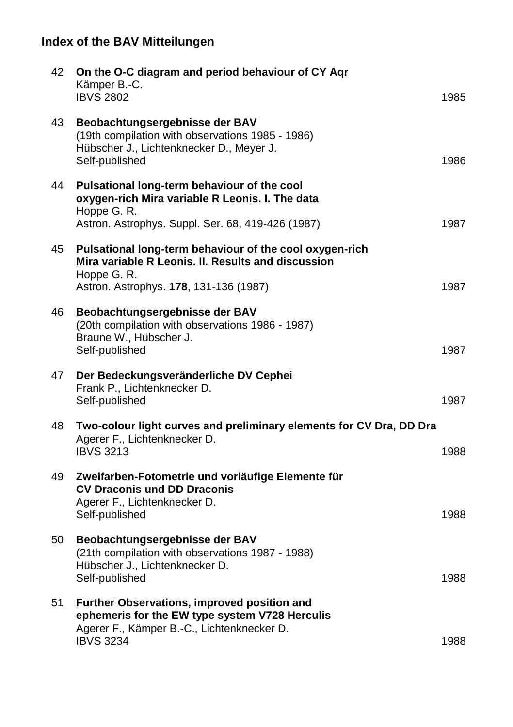## Index of the BAV Mitteilungen

42 **On the O-C diagram and period behaviour of CY Aqr**
Kämper B.-C.
IBVS 2802 — 1985

43 **Beobachtungsergebnisse der BAV**
(19th compilation with observations 1985 - 1986)
Hübscher J., Lichtenknecker D., Meyer J.
Self-published — 1986

44 **Pulsational long-term behaviour of the cool oxygen-rich Mira variable R Leonis. I. The data**
Hoppe G. R.
Astron. Astrophys. Suppl. Ser. 68, 419-426 (1987) — 1987

45 **Pulsational long-term behaviour of the cool oxygen-rich Mira variable R Leonis. II. Results and discussion**
Hoppe G. R.
Astron. Astrophys. **178**, 131-136 (1987) — 1987

46 **Beobachtungsergebnisse der BAV**
(20th compilation with observations 1986 - 1987)
Braune W., Hübscher J.
Self-published — 1987

47 **Der Bedeckungsveränderliche DV Cephei**
Frank P., Lichtenknecker D.
Self-published — 1987

48 **Two-colour light curves and preliminary elements for CV Dra, DD Dra**
Agerer F., Lichtenknecker D.
IBVS 3213 — 1988

49 **Zweifarben-Fotometrie und vorläufige Elemente für CV Draconis und DD Draconis**
Agerer F., Lichtenknecker D.
Self-published — 1988

50 **Beobachtungsergebnisse der BAV**
(21th compilation with observations 1987 - 1988)
Hübscher J., Lichtenknecker D.
Self-published — 1988

51 **Further Observations, improved position and ephemeris for the EW type system V728 Herculis**
Agerer F., Kämper B.-C., Lichtenknecker D.
IBVS 3234 — 1988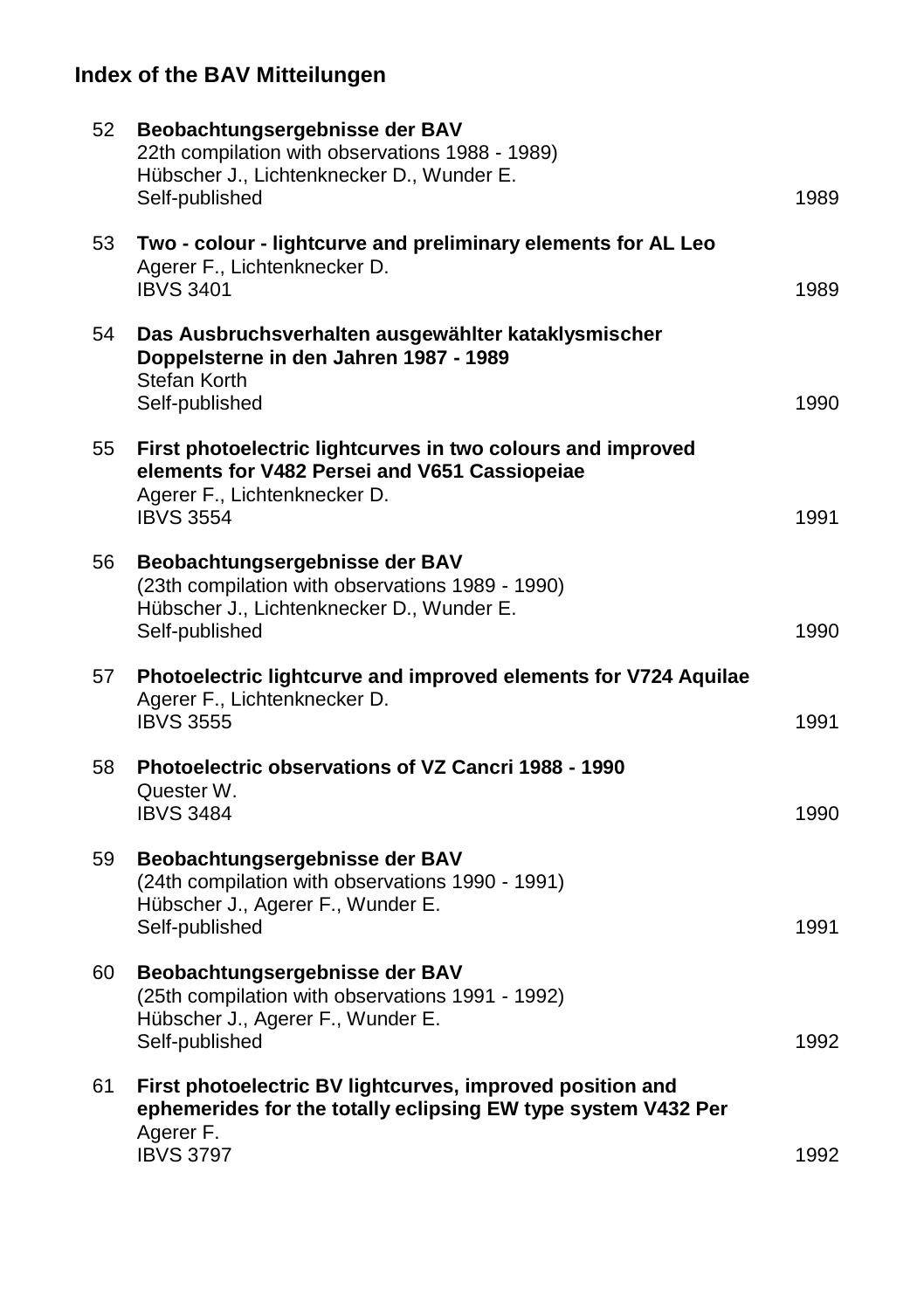## Index of the BAV Mitteilungen

52 **Beobachtungsergebnisse der BAV**
22th compilation with observations 1988 - 1989)
Hübscher J., Lichtenknecker D., Wunder E.
Self-published — 1989

53 **Two - colour - lightcurve and preliminary elements for AL Leo**
Agerer F., Lichtenknecker D.
IBVS 3401 — 1989

54 **Das Ausbruchsverhalten ausgewählter kataklysmischer Doppelsterne in den Jahren 1987 - 1989**
Stefan Korth
Self-published — 1990

55 **First photoelectric lightcurves in two colours and improved elements for V482 Persei and V651 Cassiopeiae**
Agerer F., Lichtenknecker D.
IBVS 3554 — 1991

56 **Beobachtungsergebnisse der BAV**
(23th compilation with observations 1989 - 1990)
Hübscher J., Lichtenknecker D., Wunder E.
Self-published — 1990

57 **Photoelectric lightcurve and improved elements for V724 Aquilae**
Agerer F., Lichtenknecker D.
IBVS 3555 — 1991

58 **Photoelectric observations of VZ Cancri 1988 - 1990**
Quester W.
IBVS 3484 — 1990

59 **Beobachtungsergebnisse der BAV**
(24th compilation with observations 1990 - 1991)
Hübscher J., Agerer F., Wunder E.
Self-published — 1991

60 **Beobachtungsergebnisse der BAV**
(25th compilation with observations 1991 - 1992)
Hübscher J., Agerer F., Wunder E.
Self-published — 1992

61 **First photoelectric BV lightcurves, improved position and ephemerides for the totally eclipsing EW type system V432 Per**
Agerer F.
IBVS 3797 — 1992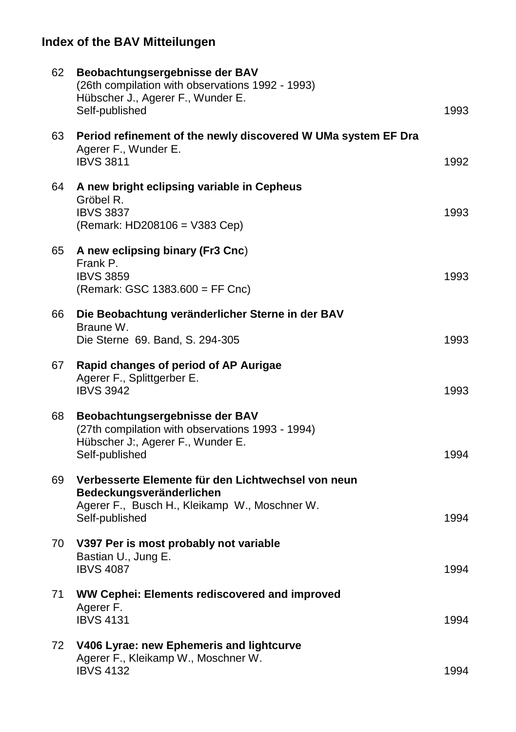## Index of the BAV Mitteilungen

62 **Beobachtungsergebnisse der BAV**
(26th compilation with observations 1992 - 1993)
Hübscher J., Agerer F., Wunder E.
Self-published — 1993

63 **Period refinement of the newly discovered W UMa system EF Dra**
Agerer F., Wunder E.
IBVS 3811 — 1992

64 **A new bright eclipsing variable in Cepheus**
Gröbel R.
IBVS 3837 — 1993
(Remark: HD208106 = V383 Cep)

65 **A new eclipsing binary (Fr3 Cnc**)
Frank P.
IBVS 3859 — 1993
(Remark: GSC 1383.600 = FF Cnc)

66 **Die Beobachtung veränderlicher Sterne in der BAV**
Braune W.
Die Sterne 69. Band, S. 294-305 — 1993

67 **Rapid changes of period of AP Aurigae**
Agerer F., Splittgerber E.
IBVS 3942 — 1993

68 **Beobachtungsergebnisse der BAV**
(27th compilation with observations 1993 - 1994)
Hübscher J:, Agerer F., Wunder E.
Self-published — 1994

69 **Verbesserte Elemente für den Lichtwechsel von neun Bedeckungsveränderlichen**
Agerer F., Busch H., Kleikamp W., Moschner W.
Self-published — 1994

70 **V397 Per is most probably not variable**
Bastian U., Jung E.
IBVS 4087 — 1994

71 **WW Cephei: Elements rediscovered and improved**
Agerer F.
IBVS 4131 — 1994

72 **V406 Lyrae: new Ephemeris and lightcurve**
Agerer F., Kleikamp W., Moschner W.
IBVS 4132 — 1994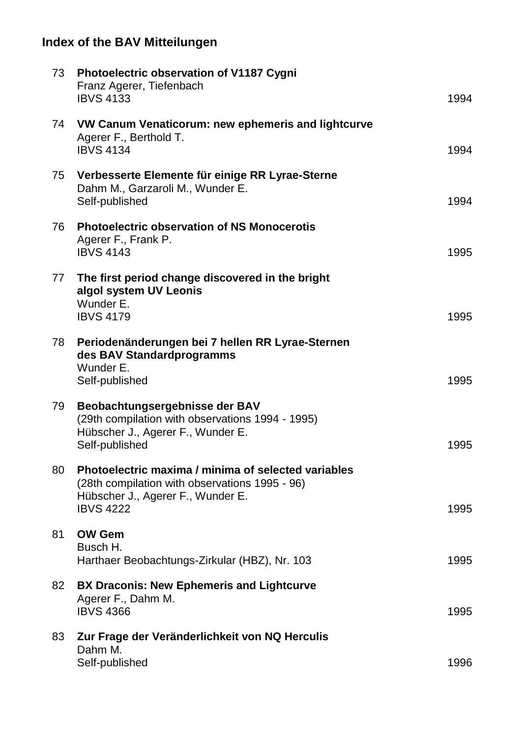## Index of the BAV Mitteilungen

73 **Photoelectric observation of V1187 Cygni**
Franz Agerer, Tiefenbach
IBVS 4133 — 1994

74 **VW Canum Venaticorum: new ephemeris and lightcurve**
Agerer F., Berthold T.
IBVS 4134 — 1994

75 **Verbesserte Elemente für einige RR Lyrae-Sterne**
Dahm M., Garzaroli M., Wunder E.
Self-published — 1994

76 **Photoelectric observation of NS Monocerotis**
Agerer F., Frank P.
IBVS 4143 — 1995

77 **The first period change discovered in the bright algol system UV Leonis**
Wunder E.
IBVS 4179 — 1995

78 **Periodenänderungen bei 7 hellen RR Lyrae-Sternen des BAV Standardprogramms**
Wunder E.
Self-published — 1995

79 **Beobachtungsergebnisse der BAV**
(29th compilation with observations 1994 - 1995)
Hübscher J., Agerer F., Wunder E.
Self-published — 1995

80 **Photoelectric maxima / minima of selected variables**
(28th compilation with observations 1995 - 96)
Hübscher J., Agerer F., Wunder E.
IBVS 4222 — 1995

81 **OW Gem**
Busch H.
Harthaer Beobachtungs-Zirkular (HBZ), Nr. 103 — 1995

82 **BX Draconis: New Ephemeris and Lightcurve**
Agerer F., Dahm M.
IBVS 4366 — 1995

83 **Zur Frage der Veränderlichkeit von NQ Herculis**
Dahm M.
Self-published — 1996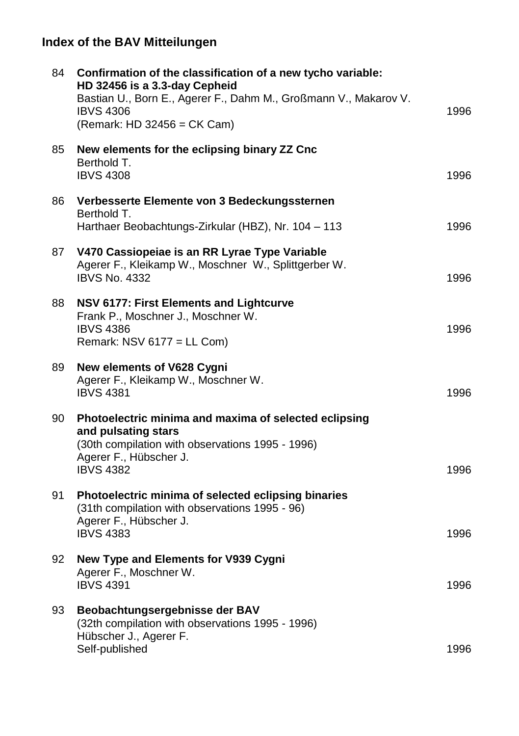## Index of the BAV Mitteilungen

| | | |
|---|---|---|
| 84 | **Confirmation of the classification of a new tycho variable: HD 32456 is a 3.3-day Cepheid**<br>Bastian U., Born E., Agerer F., Dahm M., Großmann V., Makarov V.<br>IBVS 4306<br>(Remark: HD 32456 = CK Cam) | 1996 |
| 85 | **New elements for the eclipsing binary ZZ Cnc**<br>Berthold T.<br>IBVS 4308 | 1996 |
| 86 | **Verbesserte Elemente von 3 Bedeckungssternen**<br>Berthold T.<br>Harthaer Beobachtungs-Zirkular (HBZ), Nr. 104 – 113 | 1996 |
| 87 | **V470 Cassiopeiae is an RR Lyrae Type Variable**<br>Agerer F., Kleikamp W., Moschner W., Splittgerber W.<br>IBVS No. 4332 | 1996 |
| 88 | **NSV 6177: First Elements and Lightcurve**<br>Frank P., Moschner J., Moschner W.<br>IBVS 4386<br>Remark: NSV 6177 = LL Com) | 1996 |
| 89 | **New elements of V628 Cygni**<br>Agerer F., Kleikamp W., Moschner W.<br>IBVS 4381 | 1996 |
| 90 | **Photoelectric minima and maxima of selected eclipsing and pulsating stars**<br>(30th compilation with observations 1995 - 1996)<br>Agerer F., Hübscher J.<br>IBVS 4382 | 1996 |
| 91 | **Photoelectric minima of selected eclipsing binaries**<br>(31th compilation with observations 1995 - 96)<br>Agerer F., Hübscher J.<br>IBVS 4383 | 1996 |
| 92 | **New Type and Elements for V939 Cygni**<br>Agerer F., Moschner W.<br>IBVS 4391 | 1996 |
| 93 | **Beobachtungsergebnisse der BAV**<br>(32th compilation with observations 1995 - 1996)<br>Hübscher J., Agerer F.<br>Self-published | 1996 |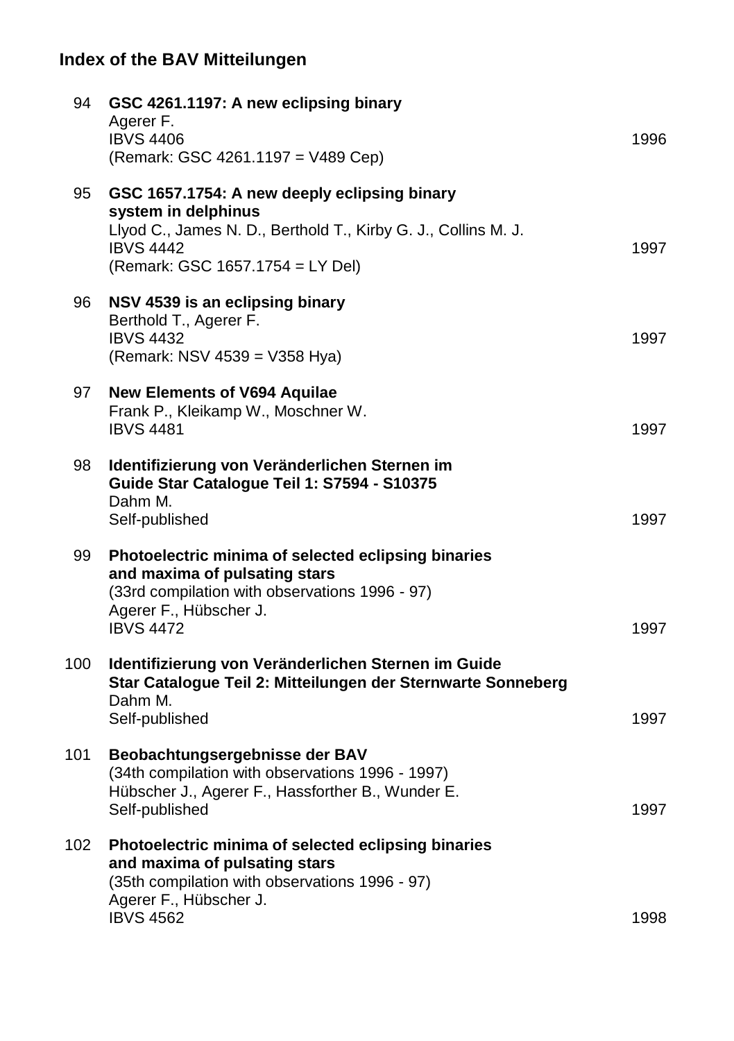## Index of the BAV Mitteilungen

| No. | Entry | Year |
|---|---|---|
| 94 | **GSC 4261.1197: A new eclipsing binary**<br>Agerer F.<br>IBVS 4406<br>(Remark: GSC 4261.1197 = V489 Cep) | 1996 |
| 95 | **GSC 1657.1754: A new deeply eclipsing binary system in delphinus**<br>Llyod C., James N. D., Berthold T., Kirby G. J., Collins M. J.<br>IBVS 4442<br>(Remark: GSC 1657.1754 = LY Del) | 1997 |
| 96 | **NSV 4539 is an eclipsing binary**<br>Berthold T., Agerer F.<br>IBVS 4432<br>(Remark: NSV 4539 = V358 Hya) | 1997 |
| 97 | **New Elements of V694 Aquilae**<br>Frank P., Kleikamp W., Moschner W.<br>IBVS 4481 | 1997 |
| 98 | **Identifizierung von Veränderlichen Sternen im Guide Star Catalogue Teil 1: S7594 - S10375**<br>Dahm M.<br>Self-published | 1997 |
| 99 | **Photoelectric minima of selected eclipsing binaries and maxima of pulsating stars**<br>(33rd compilation with observations 1996 - 97)<br>Agerer F., Hübscher J.<br>IBVS 4472 | 1997 |
| 100 | **Identifizierung von Veränderlichen Sternen im Guide Star Catalogue Teil 2: Mitteilungen der Sternwarte Sonneberg**<br>Dahm M.<br>Self-published | 1997 |
| 101 | **Beobachtungsergebnisse der BAV**<br>(34th compilation with observations 1996 - 1997)<br>Hübscher J., Agerer F., Hassforther B., Wunder E.<br>Self-published | 1997 |
| 102 | **Photoelectric minima of selected eclipsing binaries and maxima of pulsating stars**<br>(35th compilation with observations 1996 - 97)<br>Agerer F., Hübscher J.<br>IBVS 4562 | 1998 |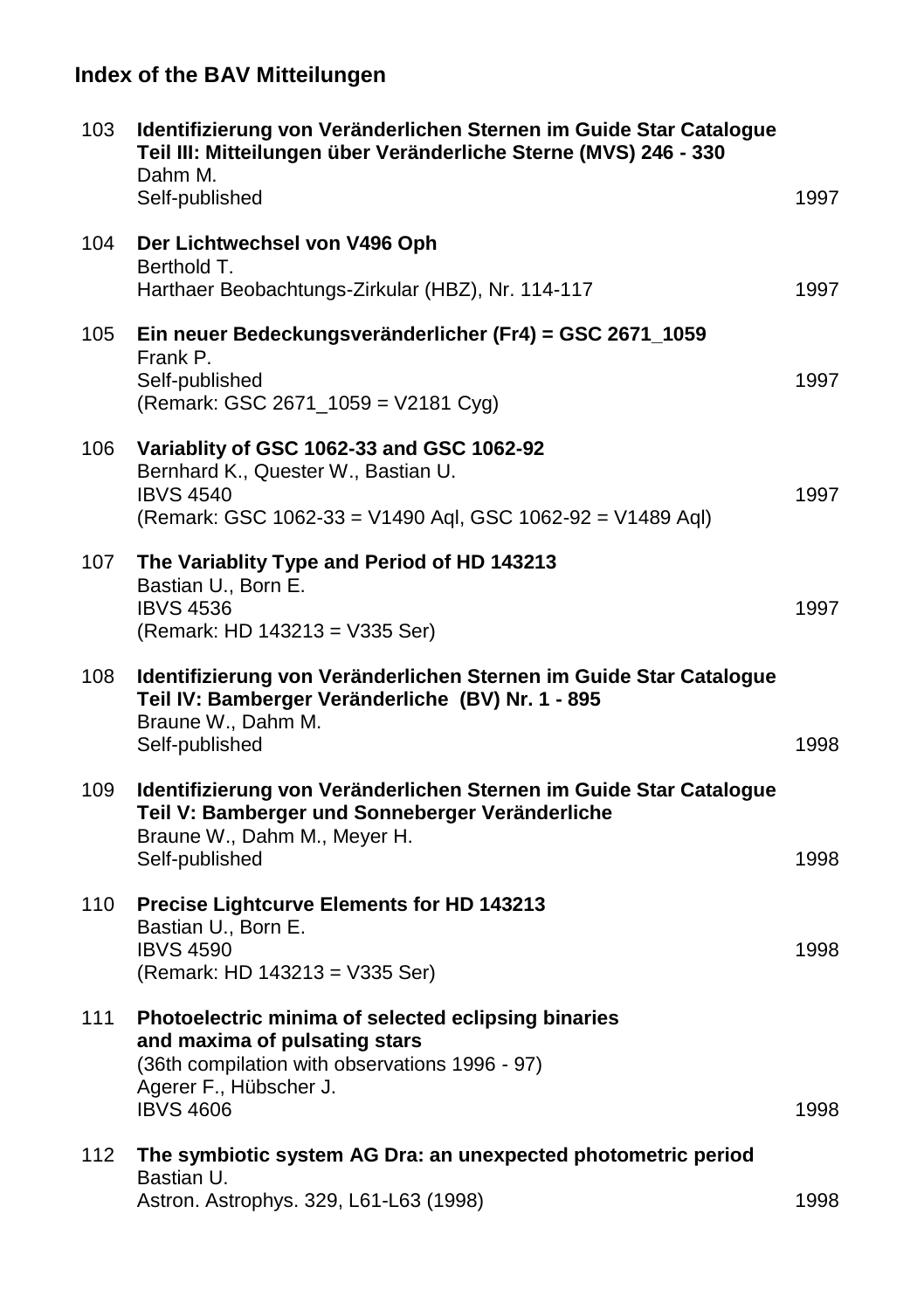## Index of the BAV Mitteilungen

103 **Identifizierung von Veränderlichen Sternen im Guide Star Catalogue Teil III: Mitteilungen über Veränderliche Sterne (MVS) 246 - 330**
Dahm M.
Self-published — 1997

104 **Der Lichtwechsel von V496 Oph**
Berthold T.
Harthaer Beobachtungs-Zirkular (HBZ), Nr. 114-117 — 1997

105 **Ein neuer Bedeckungsveränderlicher (Fr4) = GSC 2671_1059**
Frank P.
Self-published — 1997
(Remark: GSC 2671_1059 = V2181 Cyg)

106 **Variablity of GSC 1062-33 and GSC 1062-92**
Bernhard K., Quester W., Bastian U.
IBVS 4540 — 1997
(Remark: GSC 1062-33 = V1490 Aql, GSC 1062-92 = V1489 Aql)

107 **The Variablity Type and Period of HD 143213**
Bastian U., Born E.
IBVS 4536 — 1997
(Remark: HD 143213 = V335 Ser)

108 **Identifizierung von Veränderlichen Sternen im Guide Star Catalogue Teil IV: Bamberger Veränderliche (BV) Nr. 1 - 895**
Braune W., Dahm M.
Self-published — 1998

109 **Identifizierung von Veränderlichen Sternen im Guide Star Catalogue Teil V: Bamberger und Sonneberger Veränderliche**
Braune W., Dahm M., Meyer H.
Self-published — 1998

110 **Precise Lightcurve Elements for HD 143213**
Bastian U., Born E.
IBVS 4590 — 1998
(Remark: HD 143213 = V335 Ser)

111 **Photoelectric minima of selected eclipsing binaries and maxima of pulsating stars**
(36th compilation with observations 1996 - 97)
Agerer F., Hübscher J.
IBVS 4606 — 1998

112 **The symbiotic system AG Dra: an unexpected photometric period**
Bastian U.
Astron. Astrophys. 329, L61-L63 (1998) — 1998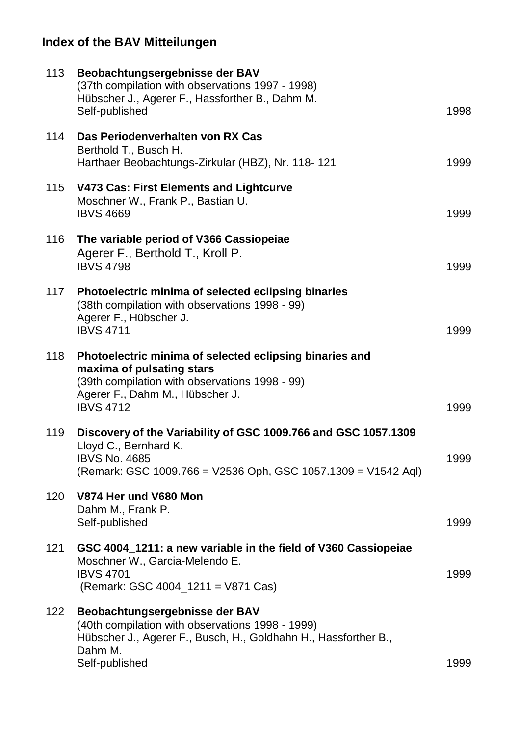## Index of the BAV Mitteilungen

113 **Beobachtungsergebnisse der BAV**
(37th compilation with observations 1997 - 1998)
Hübscher J., Agerer F., Hassforther B., Dahm M.
Self-published — 1998

114 **Das Periodenverhalten von RX Cas**
Berthold T., Busch H.
Harthaer Beobachtungs-Zirkular (HBZ), Nr. 118- 121 — 1999

115 **V473 Cas: First Elements and Lightcurve**
Moschner W., Frank P., Bastian U.
IBVS 4669 — 1999

116 **The variable period of V366 Cassiopeiae**
Agerer F., Berthold T., Kroll P.
IBVS 4798 — 1999

117 **Photoelectric minima of selected eclipsing binaries**
(38th compilation with observations 1998 - 99)
Agerer F., Hübscher J.
IBVS 4711 — 1999

118 **Photoelectric minima of selected eclipsing binaries and maxima of pulsating stars**
(39th compilation with observations 1998 - 99)
Agerer F., Dahm M., Hübscher J.
IBVS 4712 — 1999

119 **Discovery of the Variability of GSC 1009.766 and GSC 1057.1309**
Lloyd C., Bernhard K.
IBVS No. 4685 — 1999
(Remark: GSC 1009.766 = V2536 Oph, GSC 1057.1309 = V1542 Aql)

120 **V874 Her und V680 Mon**
Dahm M., Frank P.
Self-published — 1999

121 **GSC 4004_1211: a new variable in the field of V360 Cassiopeiae**
Moschner W., Garcia-Melendo E.
IBVS 4701 — 1999
(Remark: GSC 4004_1211 = V871 Cas)

122 **Beobachtungsergebnisse der BAV**
(40th compilation with observations 1998 - 1999)
Hübscher J., Agerer F., Busch, H., Goldhahn H., Hassforther B., Dahm M.
Self-published — 1999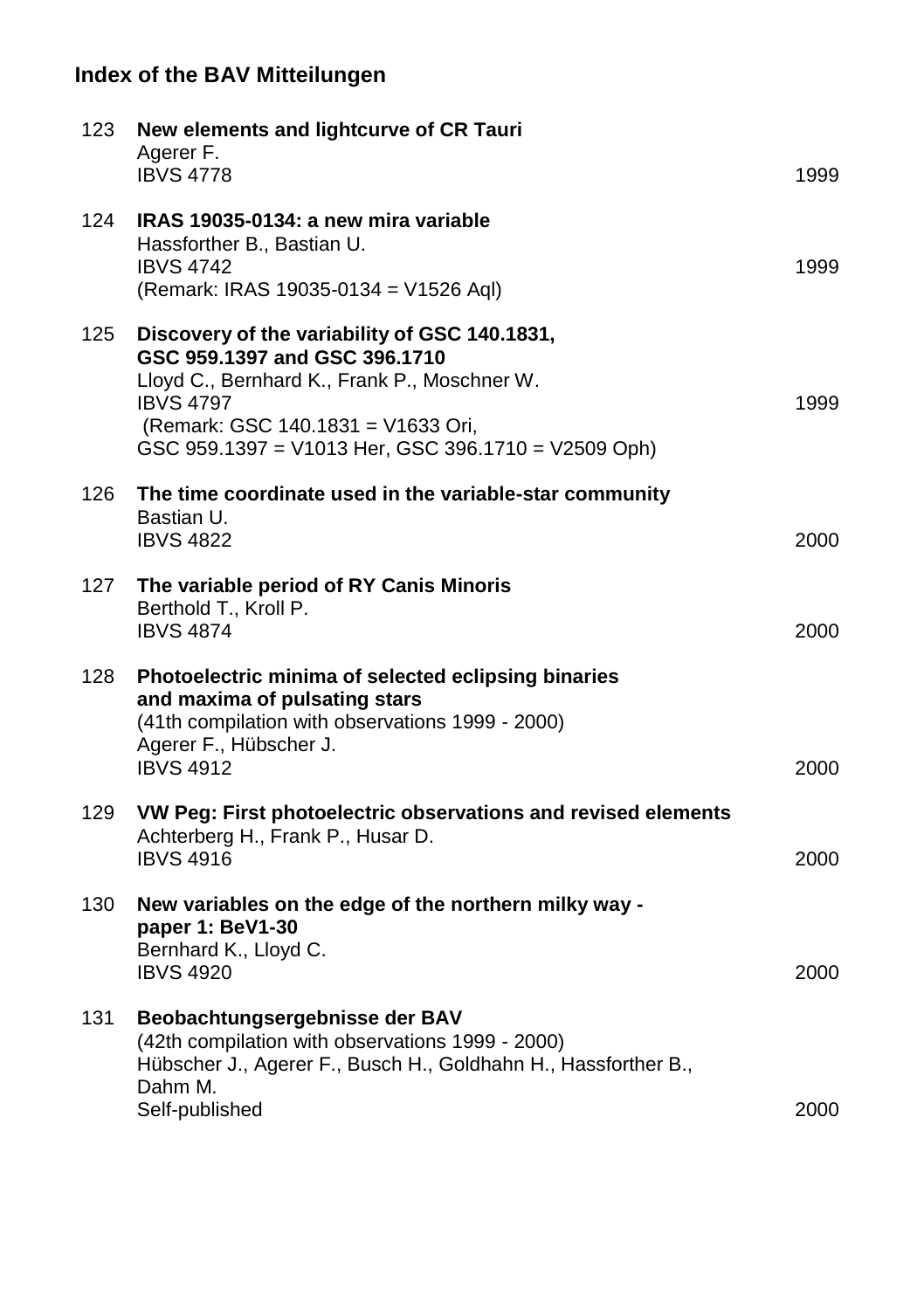## Index of the BAV Mitteilungen

123 **New elements and lightcurve of CR Tauri**
Agerer F.
IBVS 4778 — 1999

124 **IRAS 19035-0134: a new mira variable**
Hassforther B., Bastian U.
IBVS 4742 — 1999
(Remark: IRAS 19035-0134 = V1526 Aql)

125 **Discovery of the variability of GSC 140.1831, GSC 959.1397 and GSC 396.1710**
Lloyd C., Bernhard K., Frank P., Moschner W.
IBVS 4797 — 1999
(Remark: GSC 140.1831 = V1633 Ori,
GSC 959.1397 = V1013 Her, GSC 396.1710 = V2509 Oph)

126 **The time coordinate used in the variable-star community**
Bastian U.
IBVS 4822 — 2000

127 **The variable period of RY Canis Minoris**
Berthold T., Kroll P.
IBVS 4874 — 2000

128 **Photoelectric minima of selected eclipsing binaries and maxima of pulsating stars**
(41th compilation with observations 1999 - 2000)
Agerer F., Hübscher J.
IBVS 4912 — 2000

129 **VW Peg: First photoelectric observations and revised elements**
Achterberg H., Frank P., Husar D.
IBVS 4916 — 2000

130 **New variables on the edge of the northern milky way - paper 1: BeV1-30**
Bernhard K., Lloyd C.
IBVS 4920 — 2000

131 **Beobachtungsergebnisse der BAV**
(42th compilation with observations 1999 - 2000)
Hübscher J., Agerer F., Busch H., Goldhahn H., Hassforther B., Dahm M.
Self-published — 2000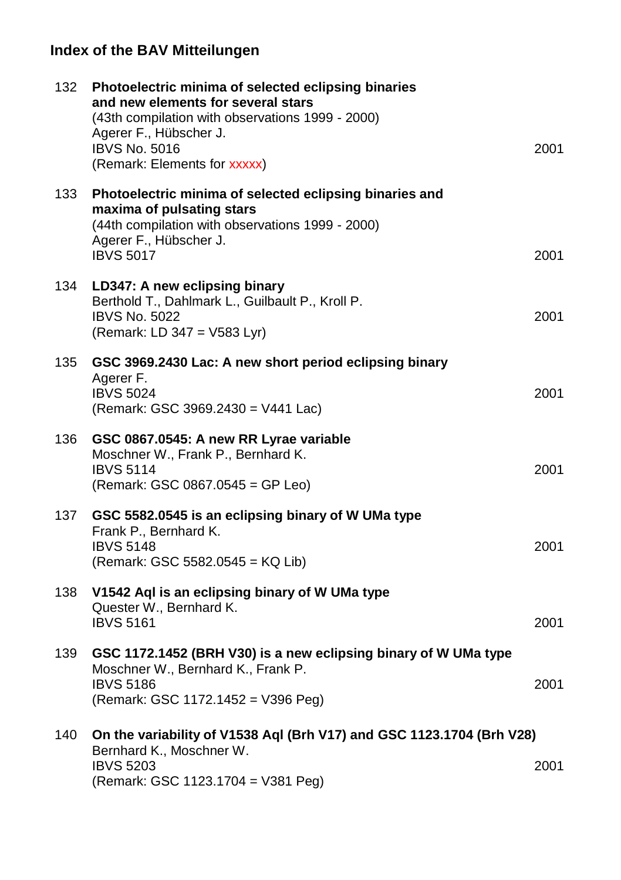## Index of the BAV Mitteilungen

| | | |
|---|---|---|
| 132 | **Photoelectric minima of selected eclipsing binaries and new elements for several stars**<br>(43th compilation with observations 1999 - 2000)<br>Agerer F., Hübscher J.<br>IBVS No. 5016<br>(Remark: Elements for xxxxx) | 2001 |
| 133 | **Photoelectric minima of selected eclipsing binaries and maxima of pulsating stars**<br>(44th compilation with observations 1999 - 2000)<br>Agerer F., Hübscher J.<br>IBVS 5017 | 2001 |
| 134 | **LD347: A new eclipsing binary**<br>Berthold T., Dahlmark L., Guilbault P., Kroll P.<br>IBVS No. 5022<br>(Remark: LD 347 = V583 Lyr) | 2001 |
| 135 | **GSC 3969.2430 Lac: A new short period eclipsing binary**<br>Agerer F.<br>IBVS 5024<br>(Remark: GSC 3969.2430 = V441 Lac) | 2001 |
| 136 | **GSC 0867.0545: A new RR Lyrae variable**<br>Moschner W., Frank P., Bernhard K.<br>IBVS 5114<br>(Remark: GSC 0867.0545 = GP Leo) | 2001 |
| 137 | **GSC 5582.0545 is an eclipsing binary of W UMa type**<br>Frank P., Bernhard K.<br>IBVS 5148<br>(Remark: GSC 5582.0545 = KQ Lib) | 2001 |
| 138 | **V1542 Aql is an eclipsing binary of W UMa type**<br>Quester W., Bernhard K.<br>IBVS 5161 | 2001 |
| 139 | **GSC 1172.1452 (BRH V30) is a new eclipsing binary of W UMa type**<br>Moschner W., Bernhard K., Frank P.<br>IBVS 5186<br>(Remark: GSC 1172.1452 = V396 Peg) | 2001 |
| 140 | **On the variability of V1538 Aql (Brh V17) and GSC 1123.1704 (Brh V28)**<br>Bernhard K., Moschner W.<br>IBVS 5203<br>(Remark: GSC 1123.1704 = V381 Peg) | 2001 |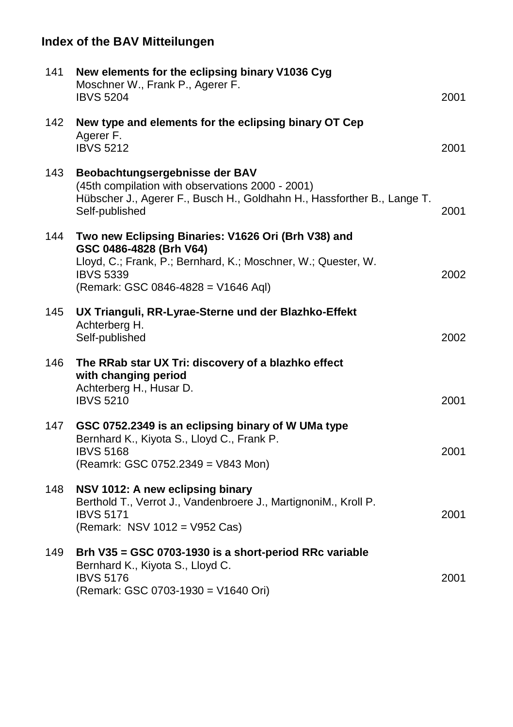## Index of the BAV Mitteilungen

141 **New elements for the eclipsing binary V1036 Cyg**
Moschner W., Frank P., Agerer F.
IBVS 5204 — 2001

142 **New type and elements for the eclipsing binary OT Cep**
Agerer F.
IBVS 5212 — 2001

143 **Beobachtungsergebnisse der BAV**
(45th compilation with observations 2000 - 2001)
Hübscher J., Agerer F., Busch H., Goldhahn H., Hassforther B., Lange T.
Self-published — 2001

144 **Two new Eclipsing Binaries: V1626 Ori (Brh V38) and GSC 0486-4828 (Brh V64)**
Lloyd, C.; Frank, P.; Bernhard, K.; Moschner, W.; Quester, W.
IBVS 5339 — 2002
(Remark: GSC 0846-4828 = V1646 Aql)

145 **UX Trianguli, RR-Lyrae-Sterne und der Blazhko-Effekt**
Achterberg H.
Self-published — 2002

146 **The RRab star UX Tri: discovery of a blazhko effect with changing period**
Achterberg H., Husar D.
IBVS 5210 — 2001

147 **GSC 0752.2349 is an eclipsing binary of W UMa type**
Bernhard K., Kiyota S., Lloyd C., Frank P.
IBVS 5168 — 2001
(Reamrk: GSC 0752.2349 = V843 Mon)

148 **NSV 1012: A new eclipsing binary**
Berthold T., Verrot J., Vandenbroere J., MartignoniM., Kroll P.
IBVS 5171 — 2001
(Remark: NSV 1012 = V952 Cas)

149 **Brh V35 = GSC 0703-1930 is a short-period RRc variable**
Bernhard K., Kiyota S., Lloyd C.
IBVS 5176 — 2001
(Remark: GSC 0703-1930 = V1640 Ori)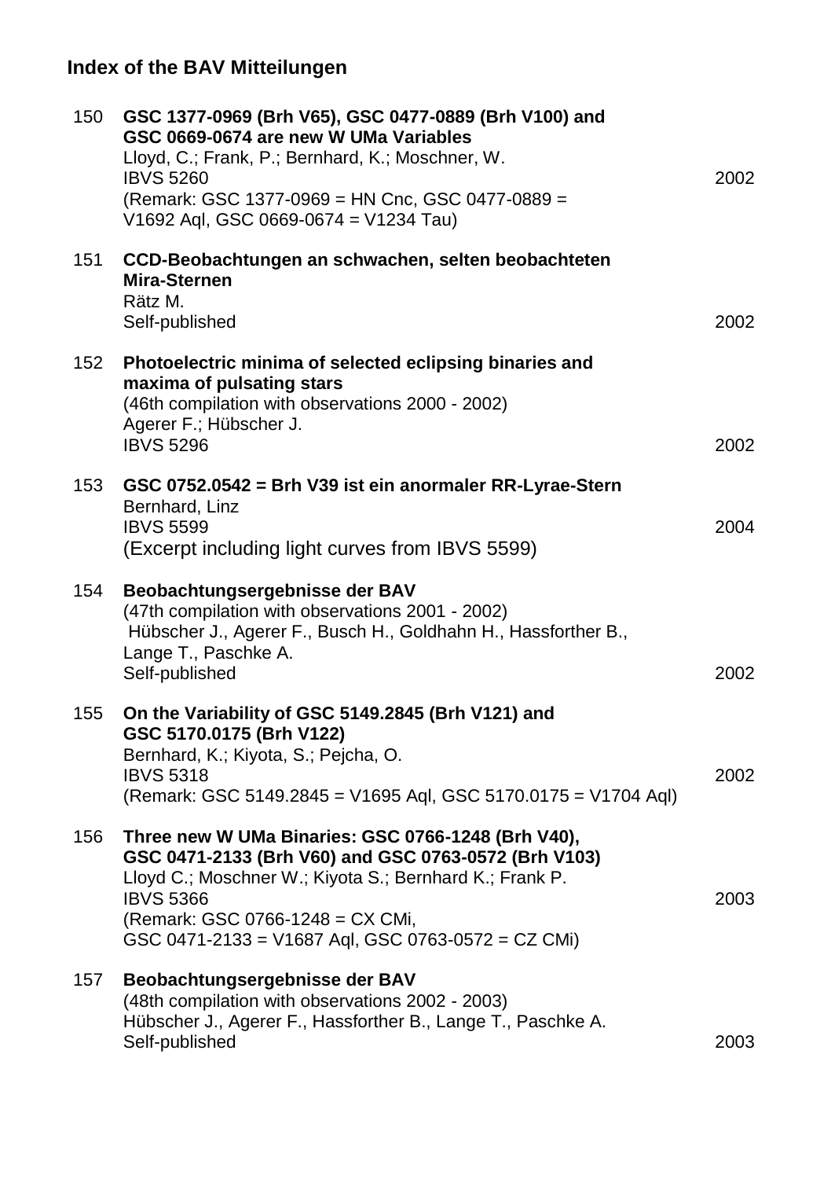## Index of the BAV Mitteilungen

| | | |
|---|---|---|
| 150 | **GSC 1377-0969 (Brh V65), GSC 0477-0889 (Brh V100) and GSC 0669-0674 are new W UMa Variables**<br>Lloyd, C.; Frank, P.; Bernhard, K.; Moschner, W.<br>IBVS 5260<br>(Remark: GSC 1377-0969 = HN Cnc, GSC 0477-0889 = V1692 Aql, GSC 0669-0674 = V1234 Tau) | 2002 |
| 151 | **CCD-Beobachtungen an schwachen, selten beobachteten Mira-Sternen**<br>Rätz M.<br>Self-published | 2002 |
| 152 | **Photoelectric minima of selected eclipsing binaries and maxima of pulsating stars**<br>(46th compilation with observations 2000 - 2002)<br>Agerer F.; Hübscher J.<br>IBVS 5296 | 2002 |
| 153 | **GSC 0752.0542 = Brh V39 ist ein anormaler RR-Lyrae-Stern**<br>Bernhard, Linz<br>IBVS 5599<br>(Excerpt including light curves from IBVS 5599) | 2004 |
| 154 | **Beobachtungsergebnisse der BAV**<br>(47th compilation with observations 2001 - 2002)<br>Hübscher J., Agerer F., Busch H., Goldhahn H., Hassforther B., Lange T., Paschke A.<br>Self-published | 2002 |
| 155 | **On the Variability of GSC 5149.2845 (Brh V121) and GSC 5170.0175 (Brh V122)**<br>Bernhard, K.; Kiyota, S.; Pejcha, O.<br>IBVS 5318<br>(Remark: GSC 5149.2845 = V1695 Aql, GSC 5170.0175 = V1704 Aql) | 2002 |
| 156 | **Three new W UMa Binaries: GSC 0766-1248 (Brh V40), GSC 0471-2133 (Brh V60) and GSC 0763-0572 (Brh V103)**<br>Lloyd C.; Moschner W.; Kiyota S.; Bernhard K.; Frank P.<br>IBVS 5366<br>(Remark: GSC 0766-1248 = CX CMi, GSC 0471-2133 = V1687 Aql, GSC 0763-0572 = CZ CMi) | 2003 |
| 157 | **Beobachtungsergebnisse der BAV**<br>(48th compilation with observations 2002 - 2003)<br>Hübscher J., Agerer F., Hassforther B., Lange T., Paschke A.<br>Self-published | 2003 |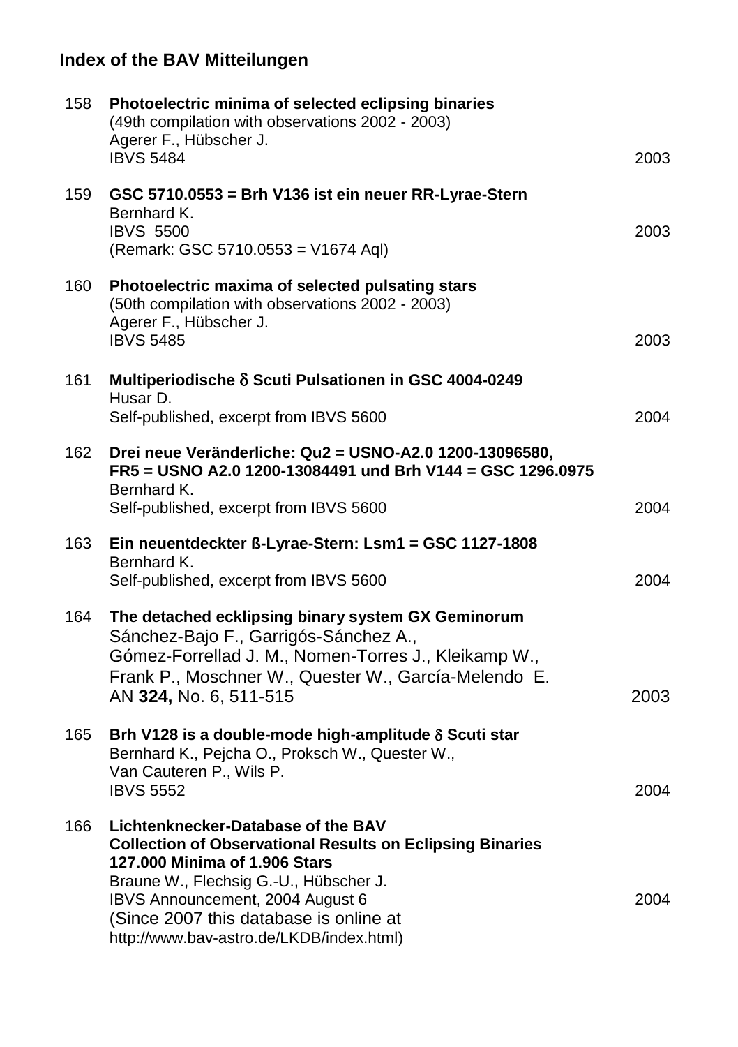## Index of the BAV Mitteilungen

158 **Photoelectric minima of selected eclipsing binaries**
(49th compilation with observations 2002 - 2003)
Agerer F., Hübscher J.
IBVS 5484 — 2003

159 **GSC 5710.0553 = Brh V136 ist ein neuer RR-Lyrae-Stern**
Bernhard K.
IBVS 5500 — 2003
(Remark: GSC 5710.0553 = V1674 Aql)

160 **Photoelectric maxima of selected pulsating stars**
(50th compilation with observations 2002 - 2003)
Agerer F., Hübscher J.
IBVS 5485 — 2003

161 **Multiperiodische $\delta$ Scuti Pulsationen in GSC 4004-0249**
Husar D.
Self-published, excerpt from IBVS 5600 — 2004

162 **Drei neue Veränderliche: Qu2 = USNO-A2.0 1200-13096580, FR5 = USNO A2.0 1200-13084491 und Brh V144 = GSC 1296.0975**
Bernhard K.
Self-published, excerpt from IBVS 5600 — 2004

163 **Ein neuentdeckter ß-Lyrae-Stern: Lsm1 = GSC 1127-1808**
Bernhard K.
Self-published, excerpt from IBVS 5600 — 2004

164 **The detached ecklipsing binary system GX Geminorum**
Sánchez-Bajo F., Garrigós-Sánchez A., Gómez-Forrellad J. M., Nomen-Torres J., Kleikamp W., Frank P., Moschner W., Quester W., García-Melendo E.
AN **324,** No. 6, 511-515 — 2003

165 **Brh V128 is a double-mode high-amplitude $\delta$ Scuti star**
Bernhard K., Pejcha O., Proksch W., Quester W., Van Cauteren P., Wils P.
IBVS 5552 — 2004

166 **Lichtenknecker-Database of the BAV**
**Collection of Observational Results on Eclipsing Binaries**
**127.000 Minima of 1.906 Stars**
Braune W., Flechsig G.-U., Hübscher J.
IBVS Announcement, 2004 August 6 — 2004
(Since 2007 this database is online at
http://www.bav-astro.de/LKDB/index.html)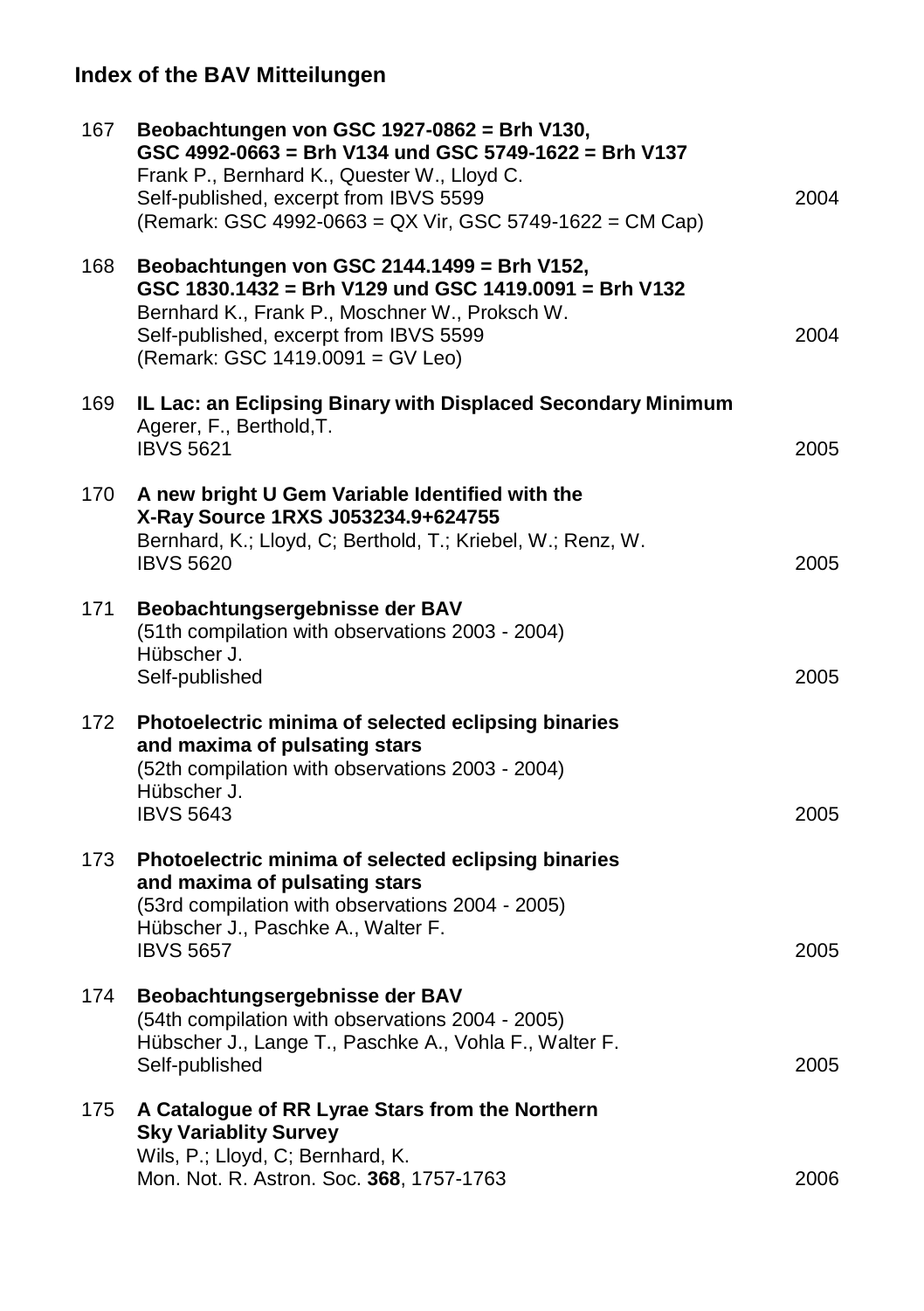## Index of the BAV Mitteilungen

**167** **Beobachtungen von GSC 1927-0862 = Brh V130, GSC 4992-0663 = Brh V134 und GSC 5749-1622 = Brh V137**
Frank P., Bernhard K., Quester W., Lloyd C.
Self-published, excerpt from IBVS 5599 — 2004
(Remark: GSC 4992-0663 = QX Vir, GSC 5749-1622 = CM Cap)

**168** **Beobachtungen von GSC 2144.1499 = Brh V152, GSC 1830.1432 = Brh V129 und GSC 1419.0091 = Brh V132**
Bernhard K., Frank P., Moschner W., Proksch W.
Self-published, excerpt from IBVS 5599 — 2004
(Remark: GSC 1419.0091 = GV Leo)

**169** **IL Lac: an Eclipsing Binary with Displaced Secondary Minimum**
Agerer, F., Berthold,T.
IBVS 5621 — 2005

**170** **A new bright U Gem Variable Identified with the X-Ray Source 1RXS J053234.9+624755**
Bernhard, K.; Lloyd, C; Berthold, T.; Kriebel, W.; Renz, W.
IBVS 5620 — 2005

**171** **Beobachtungsergebnisse der BAV**
(51th compilation with observations 2003 - 2004)
Hübscher J.
Self-published — 2005

**172** **Photoelectric minima of selected eclipsing binaries and maxima of pulsating stars**
(52th compilation with observations 2003 - 2004)
Hübscher J.
IBVS 5643 — 2005

**173** **Photoelectric minima of selected eclipsing binaries and maxima of pulsating stars**
(53rd compilation with observations 2004 - 2005)
Hübscher J., Paschke A., Walter F.
IBVS 5657 — 2005

**174** **Beobachtungsergebnisse der BAV**
(54th compilation with observations 2004 - 2005)
Hübscher J., Lange T., Paschke A., Vohla F., Walter F.
Self-published — 2005

**175** **A Catalogue of RR Lyrae Stars from the Northern Sky Variablity Survey**
Wils, P.; Lloyd, C; Bernhard, K.
Mon. Not. R. Astron. Soc. **368**, 1757-1763 — 2006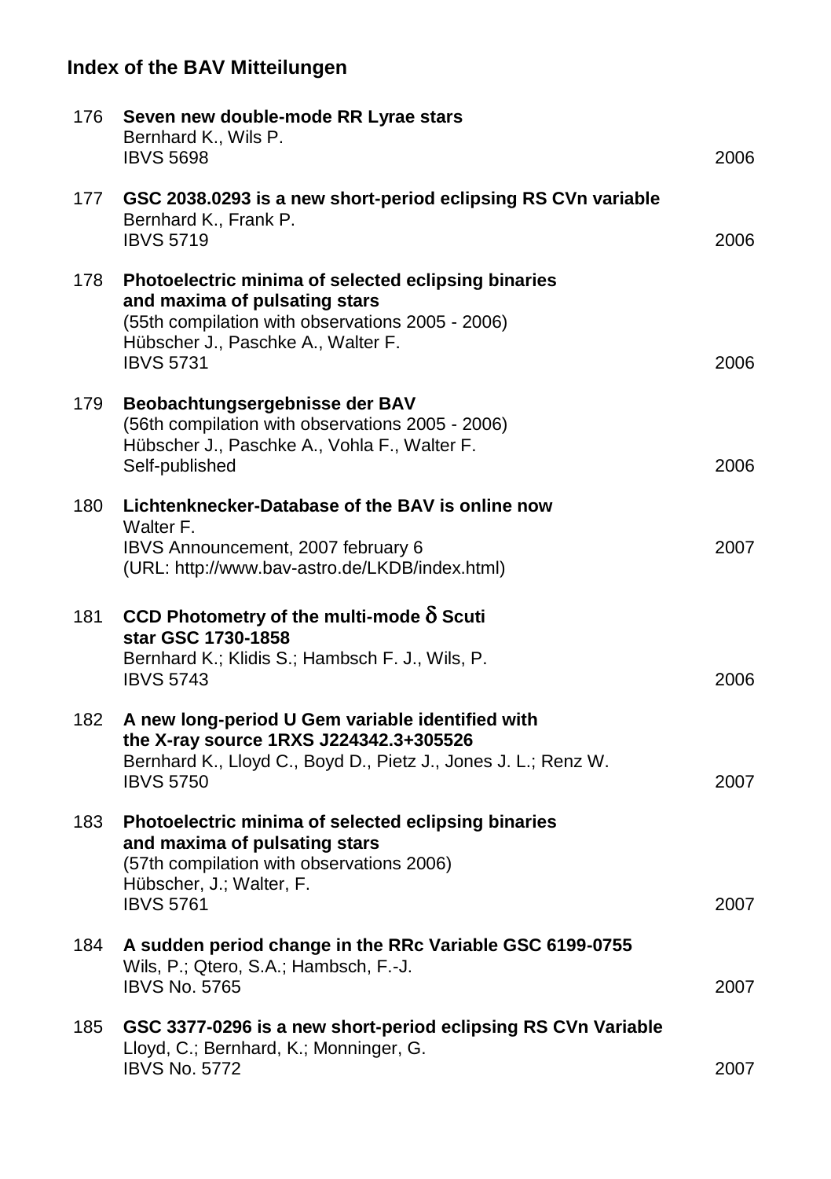## Index of the BAV Mitteilungen

| No. | Entry | Year |
|---|---|---|
| 176 | **Seven new double-mode RR Lyrae stars**<br>Bernhard K., Wils P.<br>IBVS 5698 | 2006 |
| 177 | **GSC 2038.0293 is a new short-period eclipsing RS CVn variable**<br>Bernhard K., Frank P.<br>IBVS 5719 | 2006 |
| 178 | **Photoelectric minima of selected eclipsing binaries and maxima of pulsating stars**<br>(55th compilation with observations 2005 - 2006)<br>Hübscher J., Paschke A., Walter F.<br>IBVS 5731 | 2006 |
| 179 | **Beobachtungsergebnisse der BAV**<br>(56th compilation with observations 2005 - 2006)<br>Hübscher J., Paschke A., Vohla F., Walter F.<br>Self-published | 2006 |
| 180 | **Lichtenknecker-Database of the BAV is online now**<br>Walter F.<br>IBVS Announcement, 2007 february 6<br>(URL: http://www.bav-astro.de/LKDB/index.html) | 2007 |
| 181 | **CCD Photometry of the multi-mode δ Scuti star GSC 1730-1858**<br>Bernhard K.; Klidis S.; Hambsch F. J., Wils, P.<br>IBVS 5743 | 2006 |
| 182 | **A new long-period U Gem variable identified with the X-ray source 1RXS J224342.3+305526**<br>Bernhard K., Lloyd C., Boyd D., Pietz J., Jones J. L.; Renz W.<br>IBVS 5750 | 2007 |
| 183 | **Photoelectric minima of selected eclipsing binaries and maxima of pulsating stars**<br>(57th compilation with observations 2006)<br>Hübscher, J.; Walter, F.<br>IBVS 5761 | 2007 |
| 184 | **A sudden period change in the RRc Variable GSC 6199-0755**<br>Wils, P.; Qtero, S.A.; Hambsch, F.-J.<br>IBVS No. 5765 | 2007 |
| 185 | **GSC 3377-0296 is a new short-period eclipsing RS CVn Variable**<br>Lloyd, C.; Bernhard, K.; Monninger, G.<br>IBVS No. 5772 | 2007 |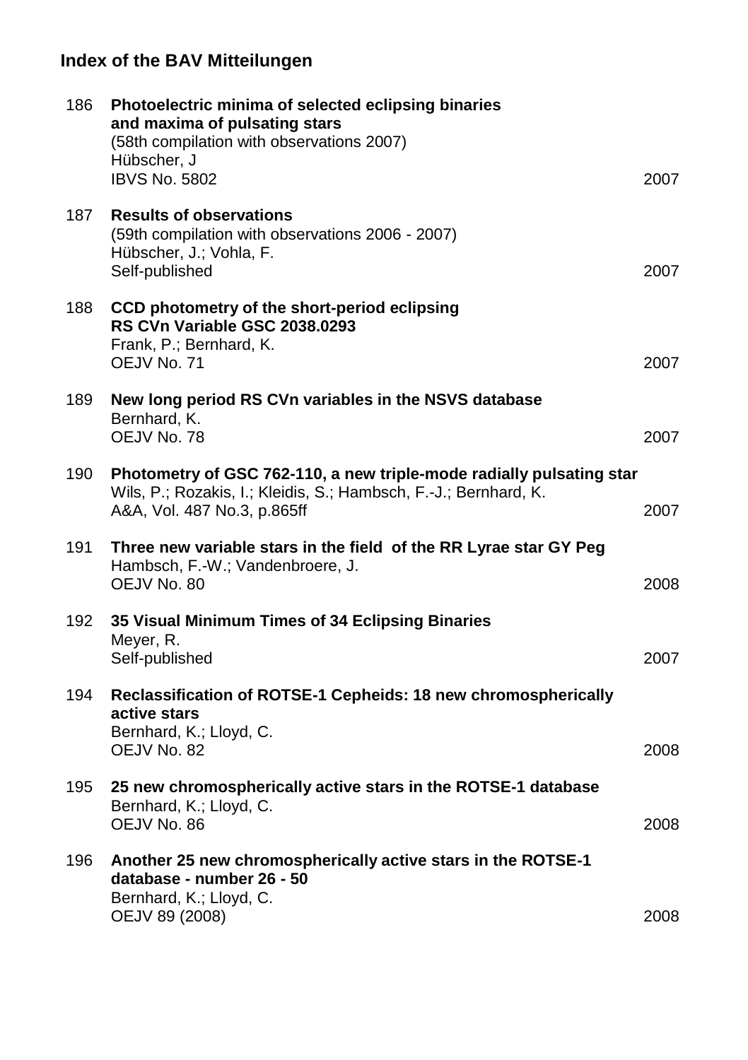## Index of the BAV Mitteilungen

| | | |
|---|---|---|
| 186 | **Photoelectric minima of selected eclipsing binaries and maxima of pulsating stars**<br>(58th compilation with observations 2007)<br>Hübscher, J<br>IBVS No. 5802 | 2007 |
| 187 | **Results of observations**<br>(59th compilation with observations 2006 - 2007)<br>Hübscher, J.; Vohla, F.<br>Self-published | 2007 |
| 188 | **CCD photometry of the short-period eclipsing RS CVn Variable GSC 2038.0293**<br>Frank, P.; Bernhard, K.<br>OEJV No. 71 | 2007 |
| 189 | **New long period RS CVn variables in the NSVS database**<br>Bernhard, K.<br>OEJV No. 78 | 2007 |
| 190 | **Photometry of GSC 762-110, a new triple-mode radially pulsating star**<br>Wils, P.; Rozakis, I.; Kleidis, S.; Hambsch, F.-J.; Bernhard, K.<br>A&A, Vol. 487 No.3, p.865ff | 2007 |
| 191 | **Three new variable stars in the field of the RR Lyrae star GY Peg**<br>Hambsch, F.-W.; Vandenbroere, J.<br>OEJV No. 80 | 2008 |
| 192 | **35 Visual Minimum Times of 34 Eclipsing Binaries**<br>Meyer, R.<br>Self-published | 2007 |
| 194 | **Reclassification of ROTSE-1 Cepheids: 18 new chromospherically active stars**<br>Bernhard, K.; Lloyd, C.<br>OEJV No. 82 | 2008 |
| 195 | **25 new chromospherically active stars in the ROTSE-1 database**<br>Bernhard, K.; Lloyd, C.<br>OEJV No. 86 | 2008 |
| 196 | **Another 25 new chromospherically active stars in the ROTSE-1 database - number 26 - 50**<br>Bernhard, K.; Lloyd, C.<br>OEJV 89 (2008) | 2008 |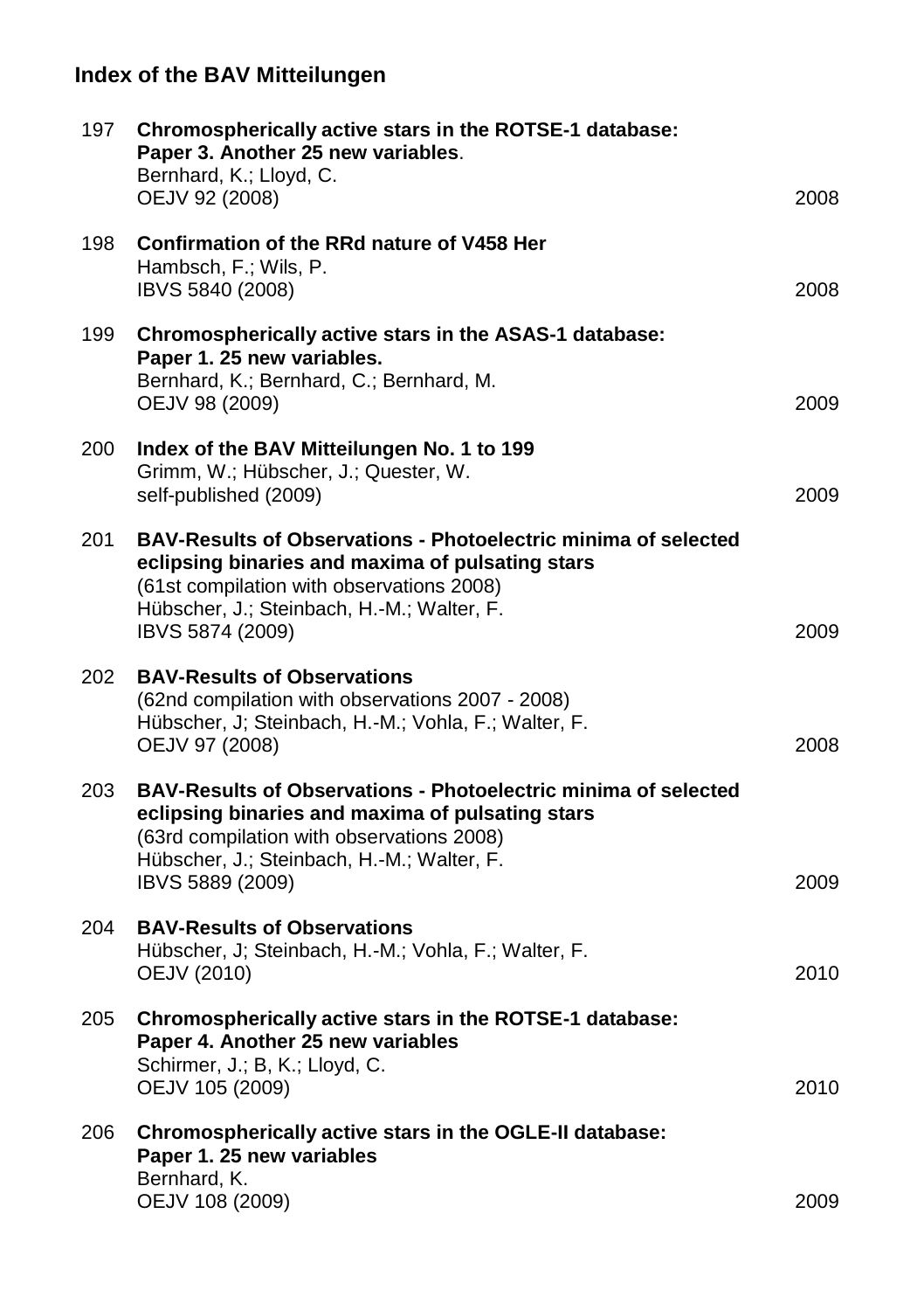## Index of the BAV Mitteilungen

197 **Chromospherically active stars in the ROTSE-1 database: Paper 3. Another 25 new variables**.
Bernhard, K.; Lloyd, C.
OEJV 92 (2008) 2008

198 **Confirmation of the RRd nature of V458 Her**
Hambsch, F.; Wils, P.
IBVS 5840 (2008) 2008

199 **Chromospherically active stars in the ASAS-1 database: Paper 1. 25 new variables.**
Bernhard, K.; Bernhard, C.; Bernhard, M.
OEJV 98 (2009) 2009

200 **Index of the BAV Mitteilungen No. 1 to 199**
Grimm, W.; Hübscher, J.; Quester, W.
self-published (2009) 2009

201 **BAV-Results of Observations - Photoelectric minima of selected eclipsing binaries and maxima of pulsating stars**
(61st compilation with observations 2008)
Hübscher, J.; Steinbach, H.-M.; Walter, F.
IBVS 5874 (2009) 2009

202 **BAV-Results of Observations**
(62nd compilation with observations 2007 - 2008)
Hübscher, J; Steinbach, H.-M.; Vohla, F.; Walter, F.
OEJV 97 (2008) 2008

203 **BAV-Results of Observations - Photoelectric minima of selected eclipsing binaries and maxima of pulsating stars**
(63rd compilation with observations 2008)
Hübscher, J.; Steinbach, H.-M.; Walter, F.
IBVS 5889 (2009) 2009

204 **BAV-Results of Observations**
Hübscher, J; Steinbach, H.-M.; Vohla, F.; Walter, F.
OEJV (2010) 2010

205 **Chromospherically active stars in the ROTSE-1 database: Paper 4. Another 25 new variables**
Schirmer, J.; B, K.; Lloyd, C.
OEJV 105 (2009) 2010

206 **Chromospherically active stars in the OGLE-II database: Paper 1. 25 new variables**
Bernhard, K.
OEJV 108 (2009) 2009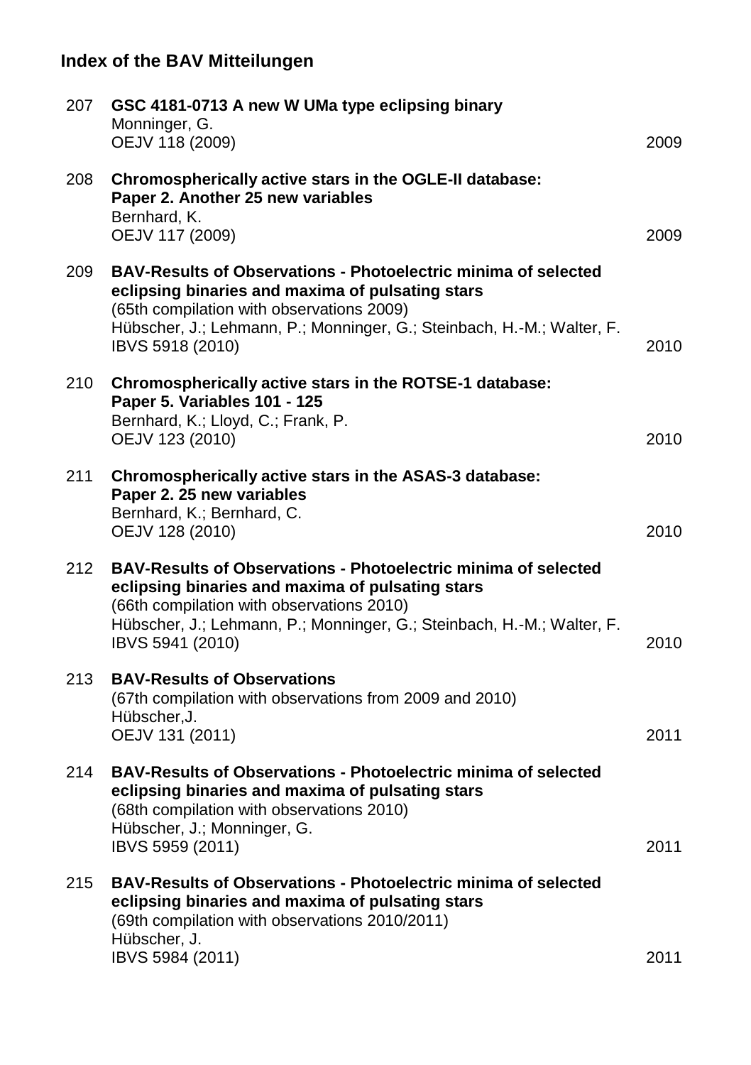## Index of the BAV Mitteilungen

207 **GSC 4181-0713 A new W UMa type eclipsing binary**
Monninger, G.
OEJV 118 (2009) 2009

208 **Chromospherically active stars in the OGLE-II database: Paper 2. Another 25 new variables**
Bernhard, K.
OEJV 117 (2009) 2009

209 **BAV-Results of Observations - Photoelectric minima of selected eclipsing binaries and maxima of pulsating stars**
(65th compilation with observations 2009)
Hübscher, J.; Lehmann, P.; Monninger, G.; Steinbach, H.-M.; Walter, F.
IBVS 5918 (2010) 2010

210 **Chromospherically active stars in the ROTSE-1 database: Paper 5. Variables 101 - 125**
Bernhard, K.; Lloyd, C.; Frank, P.
OEJV 123 (2010) 2010

211 **Chromospherically active stars in the ASAS-3 database: Paper 2. 25 new variables**
Bernhard, K.; Bernhard, C.
OEJV 128 (2010) 2010

212 **BAV-Results of Observations - Photoelectric minima of selected eclipsing binaries and maxima of pulsating stars**
(66th compilation with observations 2010)
Hübscher, J.; Lehmann, P.; Monninger, G.; Steinbach, H.-M.; Walter, F.
IBVS 5941 (2010) 2010

213 **BAV-Results of Observations**
(67th compilation with observations from 2009 and 2010)
Hübscher,J.
OEJV 131 (2011) 2011

214 **BAV-Results of Observations - Photoelectric minima of selected eclipsing binaries and maxima of pulsating stars**
(68th compilation with observations 2010)
Hübscher, J.; Monninger, G.
IBVS 5959 (2011) 2011

215 **BAV-Results of Observations - Photoelectric minima of selected eclipsing binaries and maxima of pulsating stars**
(69th compilation with observations 2010/2011)
Hübscher, J.
IBVS 5984 (2011) 2011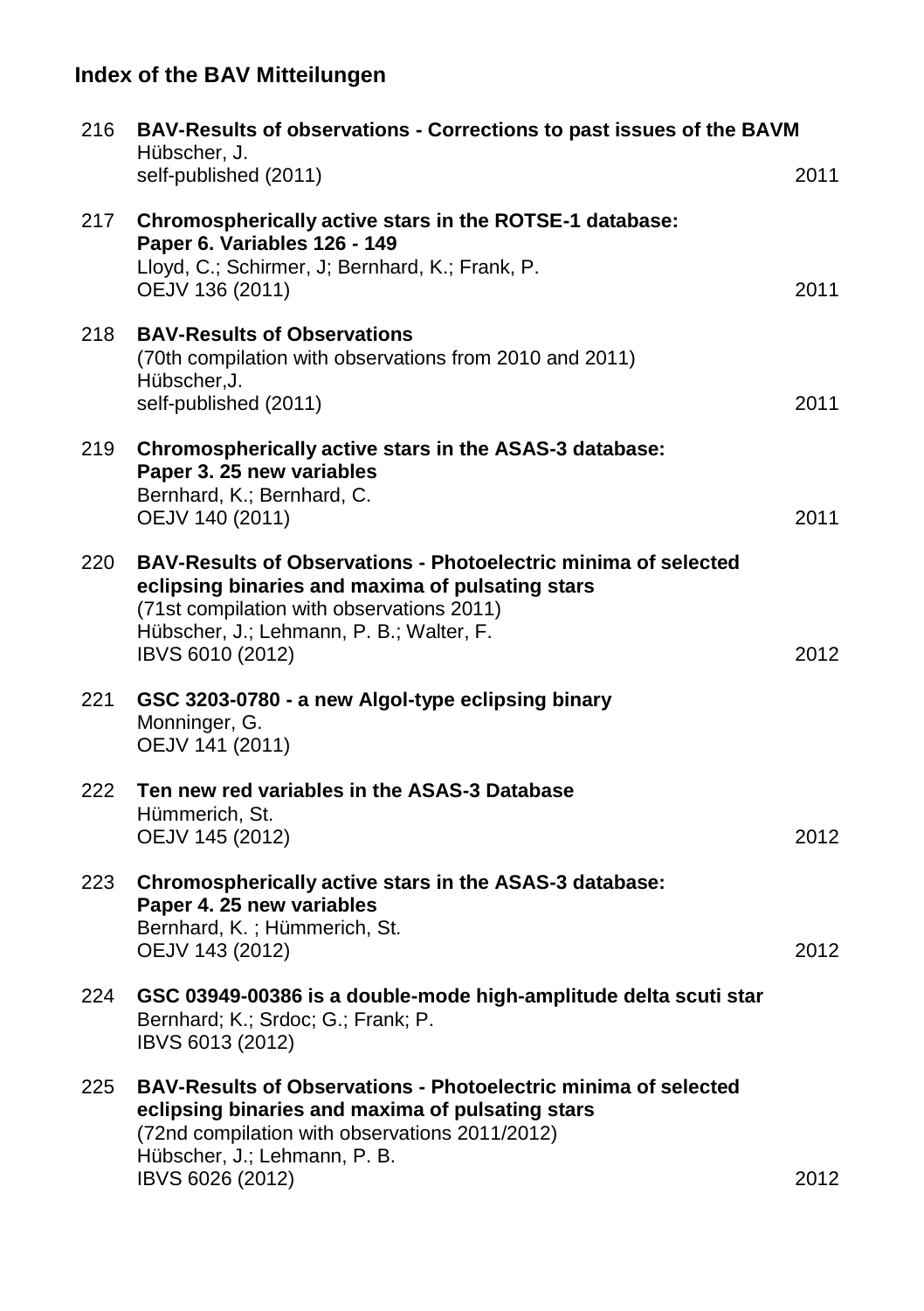## Index of the BAV Mitteilungen

216 **BAV-Results of observations - Corrections to past issues of the BAVM**
Hübscher, J.
self-published (2011) 2011

217 **Chromospherically active stars in the ROTSE-1 database: Paper 6. Variables 126 - 149**
Lloyd, C.; Schirmer, J; Bernhard, K.; Frank, P.
OEJV 136 (2011) 2011

218 **BAV-Results of Observations**
(70th compilation with observations from 2010 and 2011)
Hübscher,J.
self-published (2011) 2011

219 **Chromospherically active stars in the ASAS-3 database: Paper 3. 25 new variables**
Bernhard, K.; Bernhard, C.
OEJV 140 (2011) 2011

220 **BAV-Results of Observations - Photoelectric minima of selected eclipsing binaries and maxima of pulsating stars**
(71st compilation with observations 2011)
Hübscher, J.; Lehmann, P. B.; Walter, F.
IBVS 6010 (2012) 2012

221 **GSC 3203-0780 - a new Algol-type eclipsing binary**
Monninger, G.
OEJV 141 (2011)

222 **Ten new red variables in the ASAS-3 Database**
Hümmerich, St.
OEJV 145 (2012) 2012

223 **Chromospherically active stars in the ASAS-3 database: Paper 4. 25 new variables**
Bernhard, K. ; Hümmerich, St.
OEJV 143 (2012) 2012

224 **GSC 03949-00386 is a double-mode high-amplitude delta scuti star**
Bernhard; K.; Srdoc; G.; Frank; P.
IBVS 6013 (2012)

225 **BAV-Results of Observations - Photoelectric minima of selected eclipsing binaries and maxima of pulsating stars**
(72nd compilation with observations 2011/2012)
Hübscher, J.; Lehmann, P. B.
IBVS 6026 (2012) 2012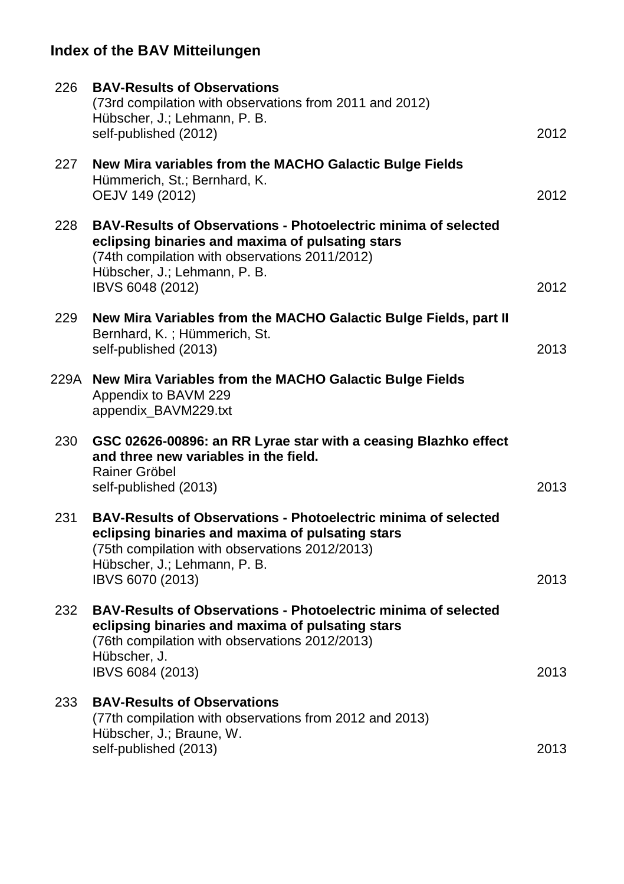## Index of the BAV Mitteilungen

| | | |
|---|---|---|
| 226 | **BAV-Results of Observations**<br>(73rd compilation with observations from 2011 and 2012)<br>Hübscher, J.; Lehmann, P. B.<br>self-published (2012) | 2012 |
| 227 | **New Mira variables from the MACHO Galactic Bulge Fields**<br>Hümmerich, St.; Bernhard, K.<br>OEJV 149 (2012) | 2012 |
| 228 | **BAV-Results of Observations - Photoelectric minima of selected eclipsing binaries and maxima of pulsating stars**<br>(74th compilation with observations 2011/2012)<br>Hübscher, J.; Lehmann, P. B.<br>IBVS 6048 (2012) | 2012 |
| 229 | **New Mira Variables from the MACHO Galactic Bulge Fields, part II**<br>Bernhard, K. ; Hümmerich, St.<br>self-published (2013) | 2013 |
| 229A | **New Mira Variables from the MACHO Galactic Bulge Fields**<br>Appendix to BAVM 229<br>appendix_BAVM229.txt | |
| 230 | **GSC 02626-00896: an RR Lyrae star with a ceasing Blazhko effect and three new variables in the field.**<br>Rainer Gröbel<br>self-published (2013) | 2013 |
| 231 | **BAV-Results of Observations - Photoelectric minima of selected eclipsing binaries and maxima of pulsating stars**<br>(75th compilation with observations 2012/2013)<br>Hübscher, J.; Lehmann, P. B.<br>IBVS 6070 (2013) | 2013 |
| 232 | **BAV-Results of Observations - Photoelectric minima of selected eclipsing binaries and maxima of pulsating stars**<br>(76th compilation with observations 2012/2013)<br>Hübscher, J.<br>IBVS 6084 (2013) | 2013 |
| 233 | **BAV-Results of Observations**<br>(77th compilation with observations from 2012 and 2013)<br>Hübscher, J.; Braune, W.<br>self-published (2013) | 2013 |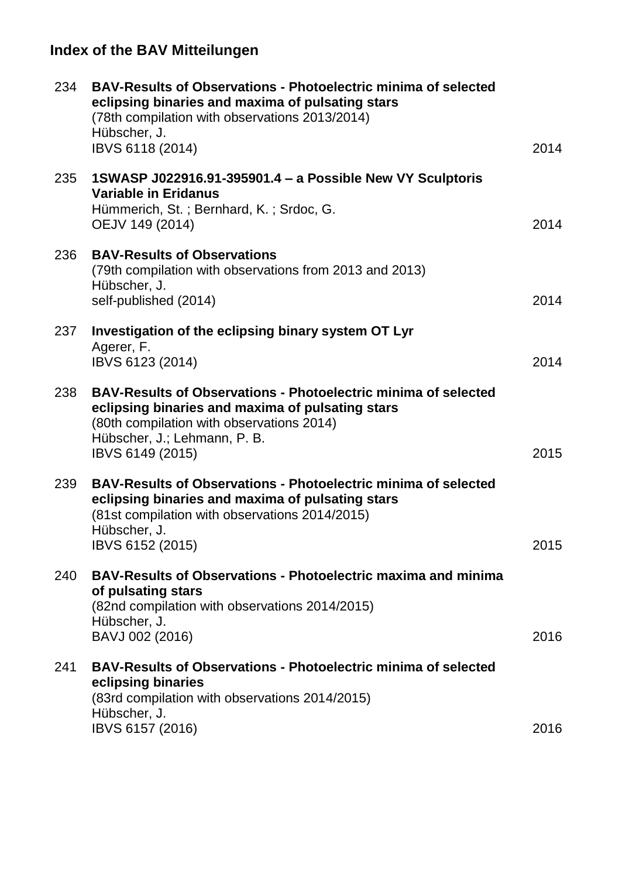## Index of the BAV Mitteilungen

| | | |
|---|---|---|
| 234 | **BAV-Results of Observations - Photoelectric minima of selected eclipsing binaries and maxima of pulsating stars**<br>(78th compilation with observations 2013/2014)<br>Hübscher, J.<br>IBVS 6118 (2014) | 2014 |
| 235 | **1SWASP J022916.91-395901.4 – a Possible New VY Sculptoris Variable in Eridanus**<br>Hümmerich, St. ; Bernhard, K. ; Srdoc, G.<br>OEJV 149 (2014) | 2014 |
| 236 | **BAV-Results of Observations**<br>(79th compilation with observations from 2013 and 2013)<br>Hübscher, J.<br>self-published (2014) | 2014 |
| 237 | **Investigation of the eclipsing binary system OT Lyr**<br>Agerer, F.<br>IBVS 6123 (2014) | 2014 |
| 238 | **BAV-Results of Observations - Photoelectric minima of selected eclipsing binaries and maxima of pulsating stars**<br>(80th compilation with observations 2014)<br>Hübscher, J.; Lehmann, P. B.<br>IBVS 6149 (2015) | 2015 |
| 239 | **BAV-Results of Observations - Photoelectric minima of selected eclipsing binaries and maxima of pulsating stars**<br>(81st compilation with observations 2014/2015)<br>Hübscher, J.<br>IBVS 6152 (2015) | 2015 |
| 240 | **BAV-Results of Observations - Photoelectric maxima and minima of pulsating stars**<br>(82nd compilation with observations 2014/2015)<br>Hübscher, J.<br>BAVJ 002 (2016) | 2016 |
| 241 | **BAV-Results of Observations - Photoelectric minima of selected eclipsing binaries**<br>(83rd compilation with observations 2014/2015)<br>Hübscher, J.<br>IBVS 6157 (2016) | 2016 |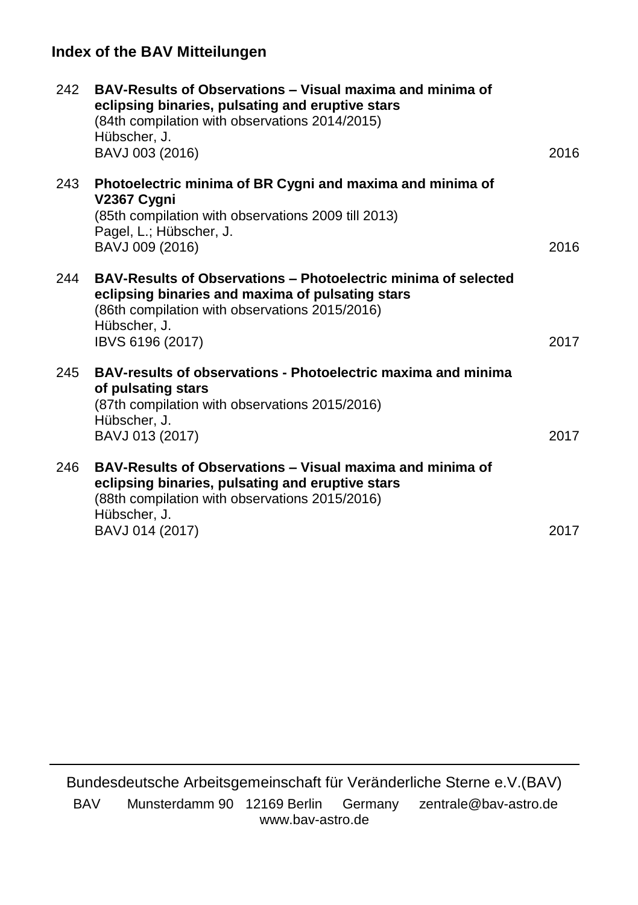## Index of the BAV Mitteilungen

| | | |
|---|---|---|
| 242 | **BAV-Results of Observations – Visual maxima and minima of eclipsing binaries, pulsating and eruptive stars**<br>(84th compilation with observations 2014/2015)<br>Hübscher, J.<br>BAVJ 003 (2016) | 2016 |
| 243 | **Photoelectric minima of BR Cygni and maxima and minima of V2367 Cygni**<br>(85th compilation with observations 2009 till 2013)<br>Pagel, L.; Hübscher, J.<br>BAVJ 009 (2016) | 2016 |
| 244 | **BAV-Results of Observations – Photoelectric minima of selected eclipsing binaries and maxima of pulsating stars**<br>(86th compilation with observations 2015/2016)<br>Hübscher, J.<br>IBVS 6196 (2017) | 2017 |
| 245 | **BAV-results of observations - Photoelectric maxima and minima of pulsating stars**<br>(87th compilation with observations 2015/2016)<br>Hübscher, J.<br>BAVJ 013 (2017) | 2017 |
| 246 | **BAV-Results of Observations – Visual maxima and minima of eclipsing binaries, pulsating and eruptive stars**<br>(88th compilation with observations 2015/2016)<br>Hübscher, J.<br>BAVJ 014 (2017) | 2017 |

---

Bundesdeutsche Arbeitsgemeinschaft für Veränderliche Sterne e.V.(BAV)

BAV Munsterdamm 90 12169 Berlin Germany zentrale@bav-astro.de
www.bav-astro.de